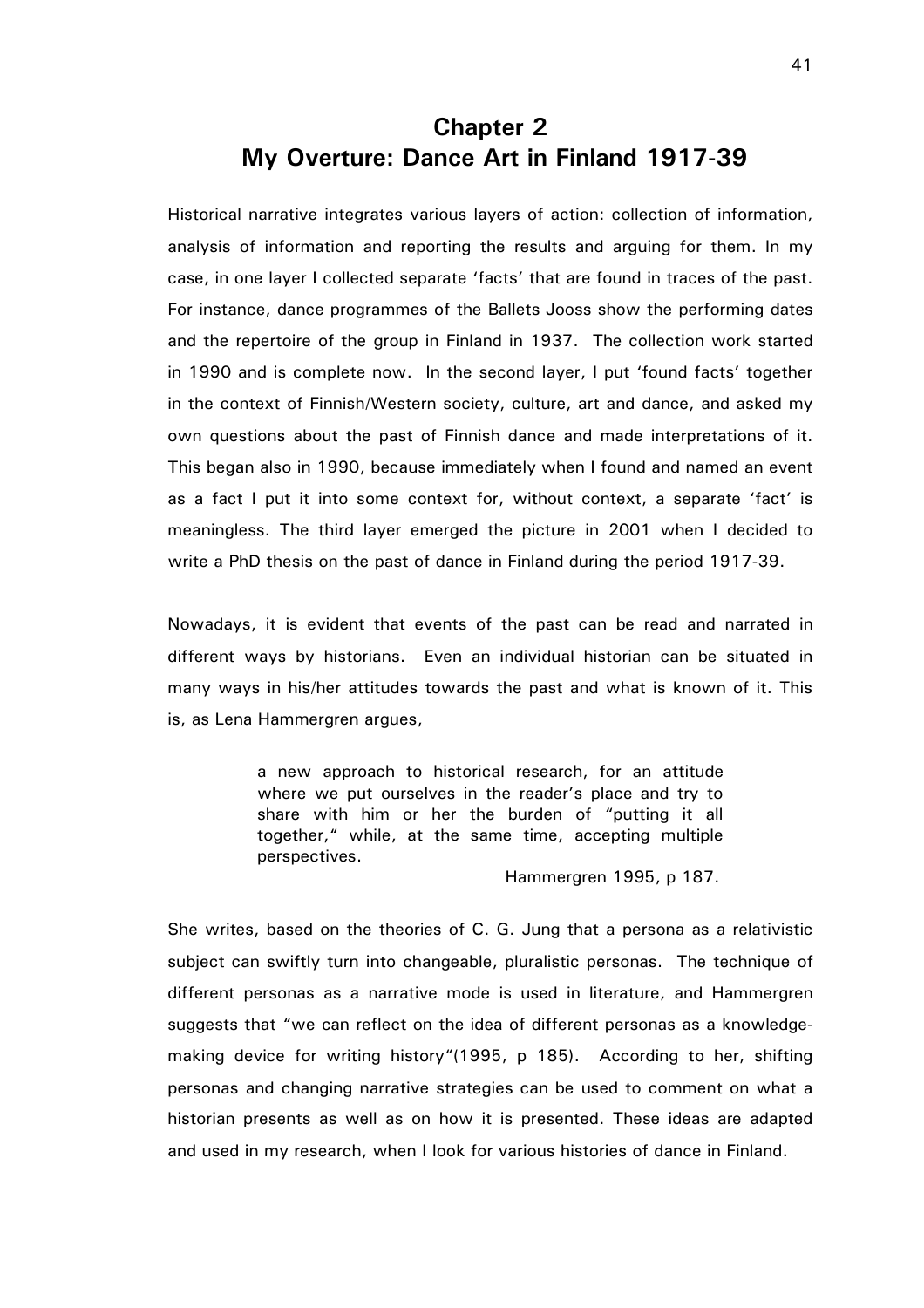# Chapter 2
# My Overture: Dance Art in Finland 1917-39

Historical narrative integrates various layers of action: collection of information, analysis of information and reporting the results and arguing for them. In my case, in one layer I collected separate 'facts' that are found in traces of the past. For instance, dance programmes of the Ballets Jooss show the performing dates and the repertoire of the group in Finland in 1937. The collection work started in 1990 and is complete now. In the second layer, I put 'found facts' together in the context of Finnish/Western society, culture, art and dance, and asked my own questions about the past of Finnish dance and made interpretations of it. This began also in 1990, because immediately when I found and named an event as a fact I put it into some context for, without context, a separate 'fact' is meaningless. The third layer emerged the picture in 2001 when I decided to write a PhD thesis on the past of dance in Finland during the period 1917-39.

Nowadays, it is evident that events of the past can be read and narrated in different ways by historians. Even an individual historian can be situated in many ways in his/her attitudes towards the past and what is known of it. This is, as Lena Hammergren argues,

> a new approach to historical research, for an attitude where we put ourselves in the reader's place and try to share with him or her the burden of "putting it all together," while, at the same time, accepting multiple perspectives.
>
> Hammergren 1995, p 187.

She writes, based on the theories of C. G. Jung that a persona as a relativistic subject can swiftly turn into changeable, pluralistic personas. The technique of different personas as a narrative mode is used in literature, and Hammergren suggests that "we can reflect on the idea of different personas as a knowledge-making device for writing history"(1995, p 185). According to her, shifting personas and changing narrative strategies can be used to comment on what a historian presents as well as on how it is presented. These ideas are adapted and used in my research, when I look for various histories of dance in Finland.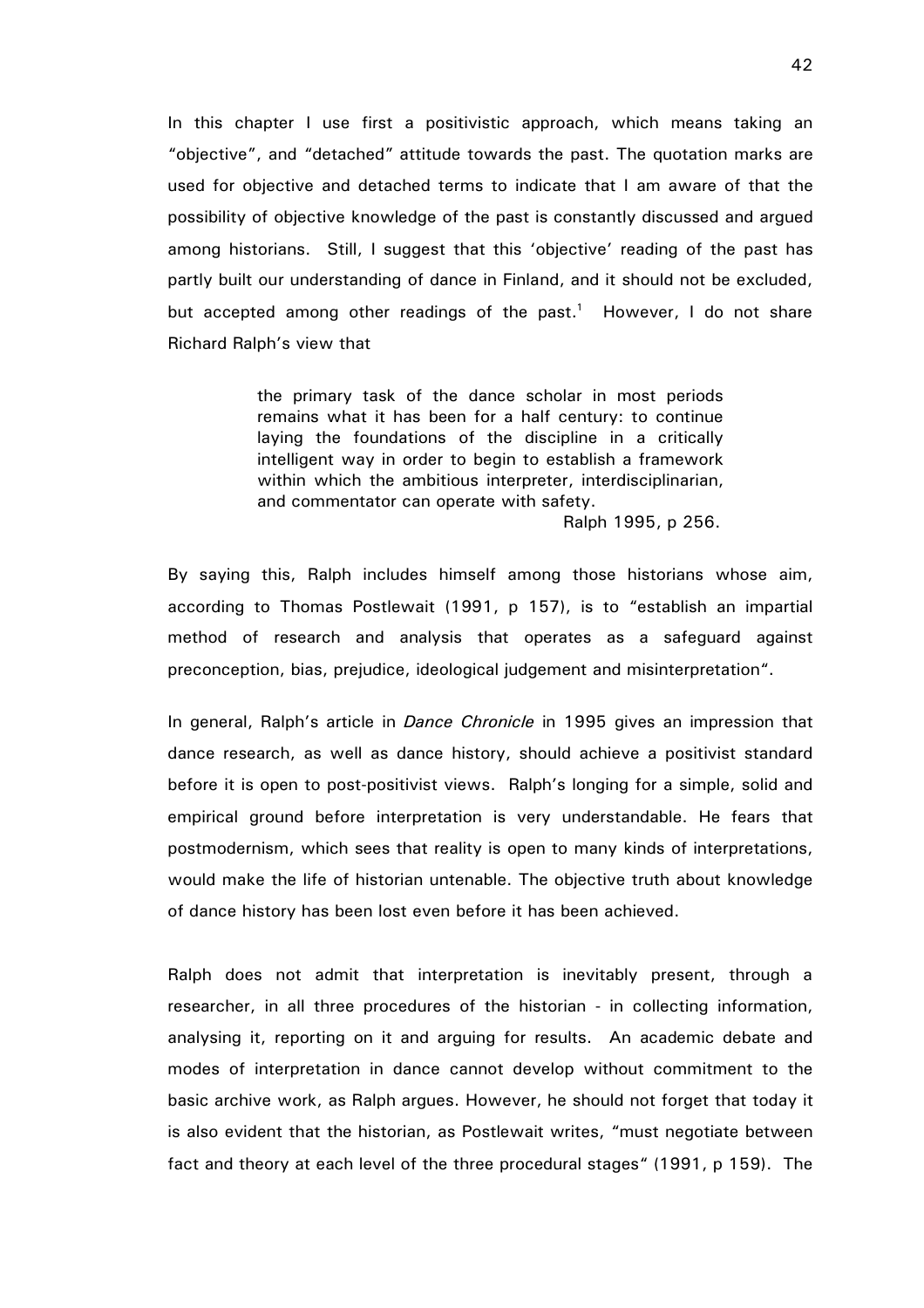In this chapter I use first a positivistic approach, which means taking an "objective", and "detached" attitude towards the past. The quotation marks are used for objective and detached terms to indicate that I am aware of that the possibility of objective knowledge of the past is constantly discussed and argued among historians. Still, I suggest that this 'objective' reading of the past has partly built our understanding of dance in Finland, and it should not be excluded, but accepted among other readings of the past.[1] However, I do not share Richard Ralph's view that

> the primary task of the dance scholar in most periods remains what it has been for a half century: to continue laying the foundations of the discipline in a critically intelligent way in order to begin to establish a framework within which the ambitious interpreter, interdisciplinarian, and commentator can operate with safety.
>
> Ralph 1995, p 256.

By saying this, Ralph includes himself among those historians whose aim, according to Thomas Postlewait (1991, p 157), is to "establish an impartial method of research and analysis that operates as a safeguard against preconception, bias, prejudice, ideological judgement and misinterpretation".

In general, Ralph's article in *Dance Chronicle* in 1995 gives an impression that dance research, as well as dance history, should achieve a positivist standard before it is open to post-positivist views. Ralph's longing for a simple, solid and empirical ground before interpretation is very understandable. He fears that postmodernism, which sees that reality is open to many kinds of interpretations, would make the life of historian untenable. The objective truth about knowledge of dance history has been lost even before it has been achieved.

Ralph does not admit that interpretation is inevitably present, through a researcher, in all three procedures of the historian - in collecting information, analysing it, reporting on it and arguing for results. An academic debate and modes of interpretation in dance cannot develop without commitment to the basic archive work, as Ralph argues. However, he should not forget that today it is also evident that the historian, as Postlewait writes, "must negotiate between fact and theory at each level of the three procedural stages" (1991, p 159). The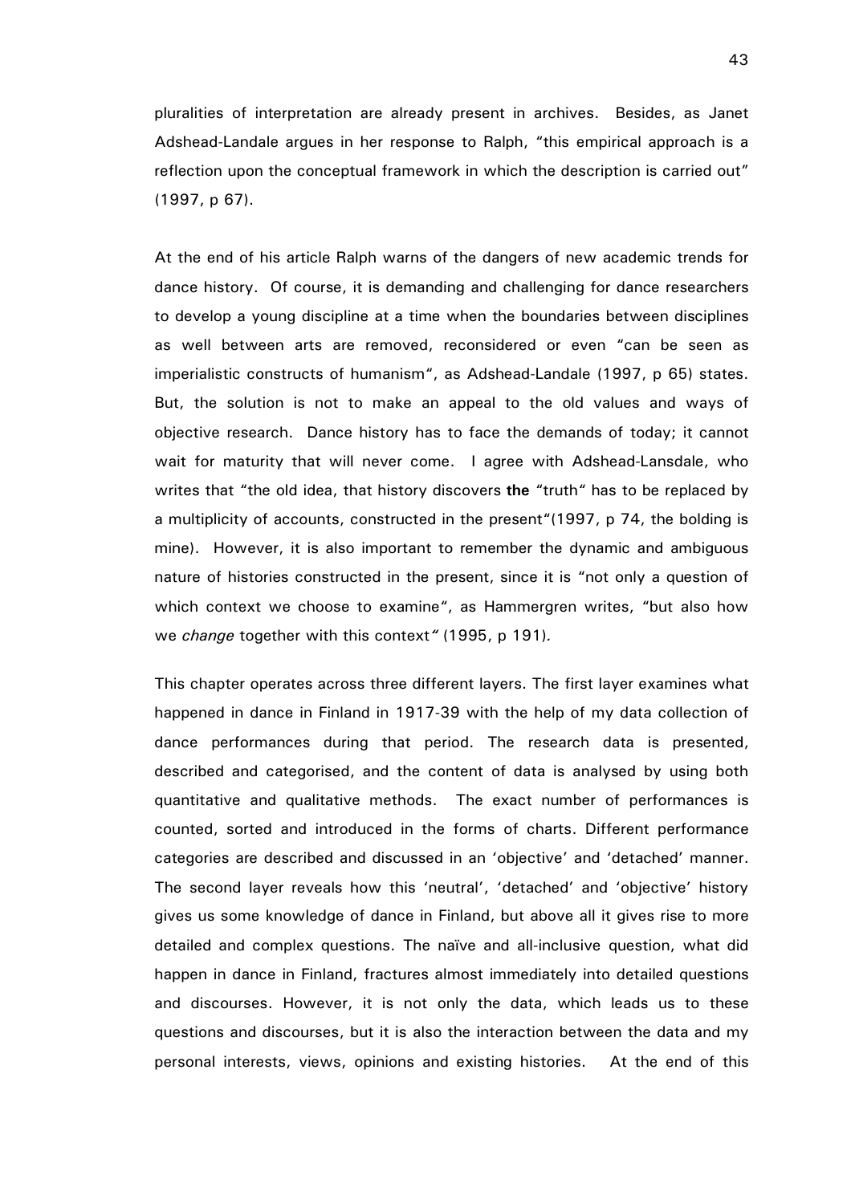pluralities of interpretation are already present in archives. Besides, as Janet Adshead-Landale argues in her response to Ralph, "this empirical approach is a reflection upon the conceptual framework in which the description is carried out" (1997, p 67).

At the end of his article Ralph warns of the dangers of new academic trends for dance history. Of course, it is demanding and challenging for dance researchers to develop a young discipline at a time when the boundaries between disciplines as well between arts are removed, reconsidered or even "can be seen as imperialistic constructs of humanism", as Adshead-Landale (1997, p 65) states. But, the solution is not to make an appeal to the old values and ways of objective research. Dance history has to face the demands of today; it cannot wait for maturity that will never come. I agree with Adshead-Lansdale, who writes that "the old idea, that history discovers **the** "truth" has to be replaced by a multiplicity of accounts, constructed in the present"(1997, p 74, the bolding is mine). However, it is also important to remember the dynamic and ambiguous nature of histories constructed in the present, since it is "not only a question of which context we choose to examine", as Hammergren writes, "but also how we *change* together with this context" (1995, p 191).

This chapter operates across three different layers. The first layer examines what happened in dance in Finland in 1917-39 with the help of my data collection of dance performances during that period. The research data is presented, described and categorised, and the content of data is analysed by using both quantitative and qualitative methods. The exact number of performances is counted, sorted and introduced in the forms of charts. Different performance categories are described and discussed in an 'objective' and 'detached' manner. The second layer reveals how this 'neutral', 'detached' and 'objective' history gives us some knowledge of dance in Finland, but above all it gives rise to more detailed and complex questions. The naïve and all-inclusive question, what did happen in dance in Finland, fractures almost immediately into detailed questions and discourses. However, it is not only the data, which leads us to these questions and discourses, but it is also the interaction between the data and my personal interests, views, opinions and existing histories. At the end of this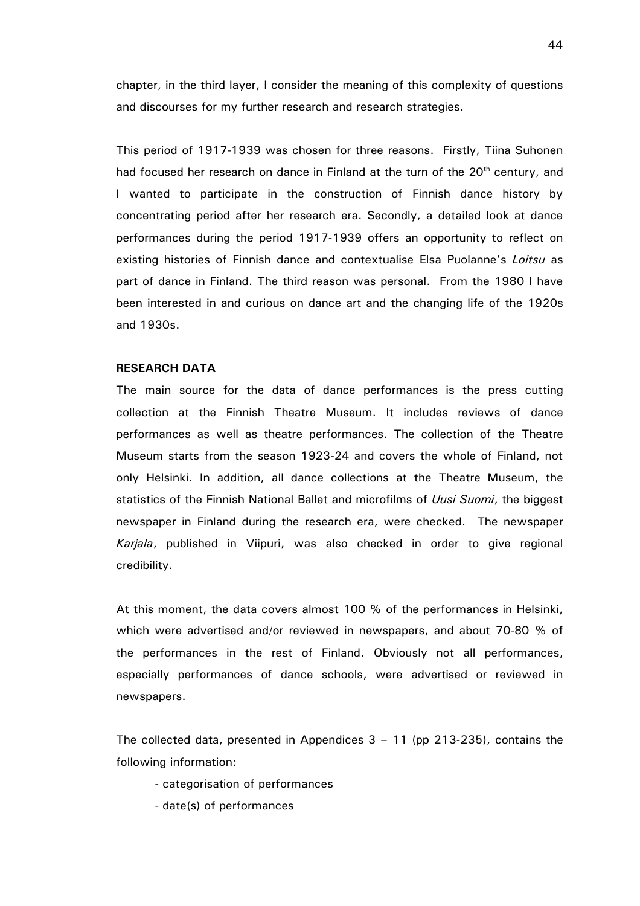chapter, in the third layer, I consider the meaning of this complexity of questions and discourses for my further research and research strategies.

This period of 1917-1939 was chosen for three reasons. Firstly, Tiina Suhonen had focused her research on dance in Finland at the turn of the 20th century, and I wanted to participate in the construction of Finnish dance history by concentrating period after her research era. Secondly, a detailed look at dance performances during the period 1917-1939 offers an opportunity to reflect on existing histories of Finnish dance and contextualise Elsa Puolanne's *Loitsu* as part of dance in Finland. The third reason was personal. From the 1980 I have been interested in and curious on dance art and the changing life of the 1920s and 1930s.

**RESEARCH DATA**

The main source for the data of dance performances is the press cutting collection at the Finnish Theatre Museum. It includes reviews of dance performances as well as theatre performances. The collection of the Theatre Museum starts from the season 1923-24 and covers the whole of Finland, not only Helsinki. In addition, all dance collections at the Theatre Museum, the statistics of the Finnish National Ballet and microfilms of *Uusi Suomi*, the biggest newspaper in Finland during the research era, were checked. The newspaper *Karjala*, published in Viipuri, was also checked in order to give regional credibility.

At this moment, the data covers almost 100 % of the performances in Helsinki, which were advertised and/or reviewed in newspapers, and about 70-80 % of the performances in the rest of Finland. Obviously not all performances, especially performances of dance schools, were advertised or reviewed in newspapers.

The collected data, presented in Appendices 3 – 11 (pp 213-235), contains the following information:

- categorisation of performances
- date(s) of performances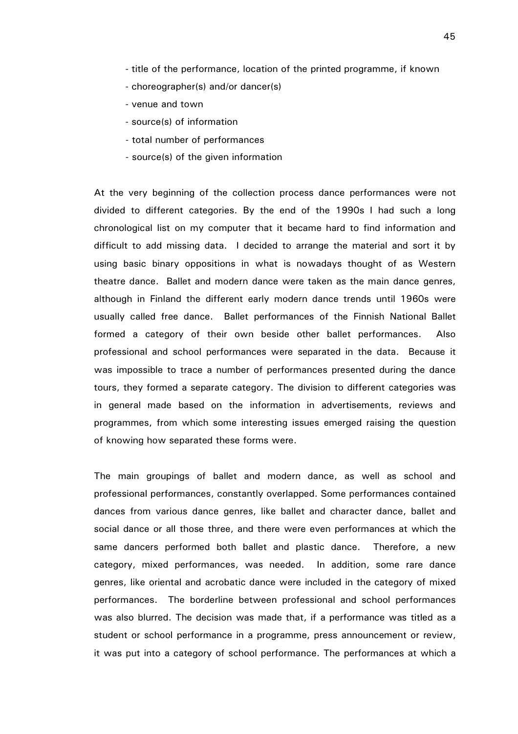- title of the performance, location of the printed programme, if known
- choreographer(s) and/or dancer(s)
- venue and town
- source(s) of information
- total number of performances
- source(s) of the given information

At the very beginning of the collection process dance performances were not divided to different categories. By the end of the 1990s I had such a long chronological list on my computer that it became hard to find information and difficult to add missing data. I decided to arrange the material and sort it by using basic binary oppositions in what is nowadays thought of as Western theatre dance. Ballet and modern dance were taken as the main dance genres, although in Finland the different early modern dance trends until 1960s were usually called free dance. Ballet performances of the Finnish National Ballet formed a category of their own beside other ballet performances. Also professional and school performances were separated in the data. Because it was impossible to trace a number of performances presented during the dance tours, they formed a separate category. The division to different categories was in general made based on the information in advertisements, reviews and programmes, from which some interesting issues emerged raising the question of knowing how separated these forms were.

The main groupings of ballet and modern dance, as well as school and professional performances, constantly overlapped. Some performances contained dances from various dance genres, like ballet and character dance, ballet and social dance or all those three, and there were even performances at which the same dancers performed both ballet and plastic dance. Therefore, a new category, mixed performances, was needed. In addition, some rare dance genres, like oriental and acrobatic dance were included in the category of mixed performances. The borderline between professional and school performances was also blurred. The decision was made that, if a performance was titled as a student or school performance in a programme, press announcement or review, it was put into a category of school performance. The performances at which a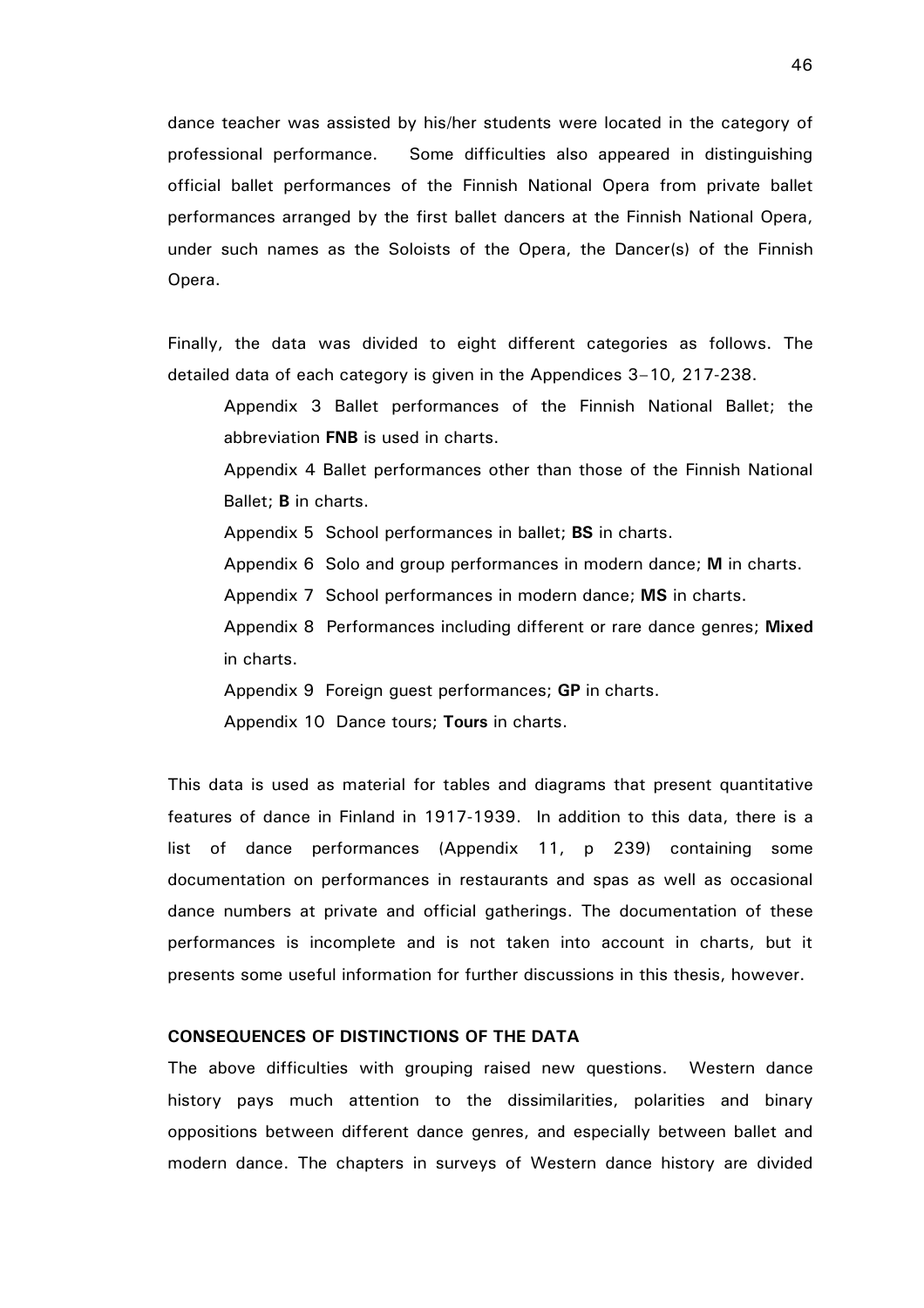dance teacher was assisted by his/her students were located in the category of professional performance. Some difficulties also appeared in distinguishing official ballet performances of the Finnish National Opera from private ballet performances arranged by the first ballet dancers at the Finnish National Opera, under such names as the Soloists of the Opera, the Dancer(s) of the Finnish Opera.

Finally, the data was divided to eight different categories as follows. The detailed data of each category is given in the Appendices 3–10, 217-238.

> Appendix 3 Ballet performances of the Finnish National Ballet; the abbreviation **FNB** is used in charts.
>
> Appendix 4 Ballet performances other than those of the Finnish National Ballet; **B** in charts.
>
> Appendix 5 School performances in ballet; **BS** in charts.
>
> Appendix 6 Solo and group performances in modern dance; **M** in charts.
>
> Appendix 7 School performances in modern dance; **MS** in charts.
>
> Appendix 8 Performances including different or rare dance genres; **Mixed** in charts.
>
> Appendix 9 Foreign guest performances; **GP** in charts.
>
> Appendix 10 Dance tours; **Tours** in charts.

This data is used as material for tables and diagrams that present quantitative features of dance in Finland in 1917-1939. In addition to this data, there is a list of dance performances (Appendix 11, p 239) containing some documentation on performances in restaurants and spas as well as occasional dance numbers at private and official gatherings. The documentation of these performances is incomplete and is not taken into account in charts, but it presents some useful information for further discussions in this thesis, however.

**CONSEQUENCES OF DISTINCTIONS OF THE DATA**

The above difficulties with grouping raised new questions. Western dance history pays much attention to the dissimilarities, polarities and binary oppositions between different dance genres, and especially between ballet and modern dance. The chapters in surveys of Western dance history are divided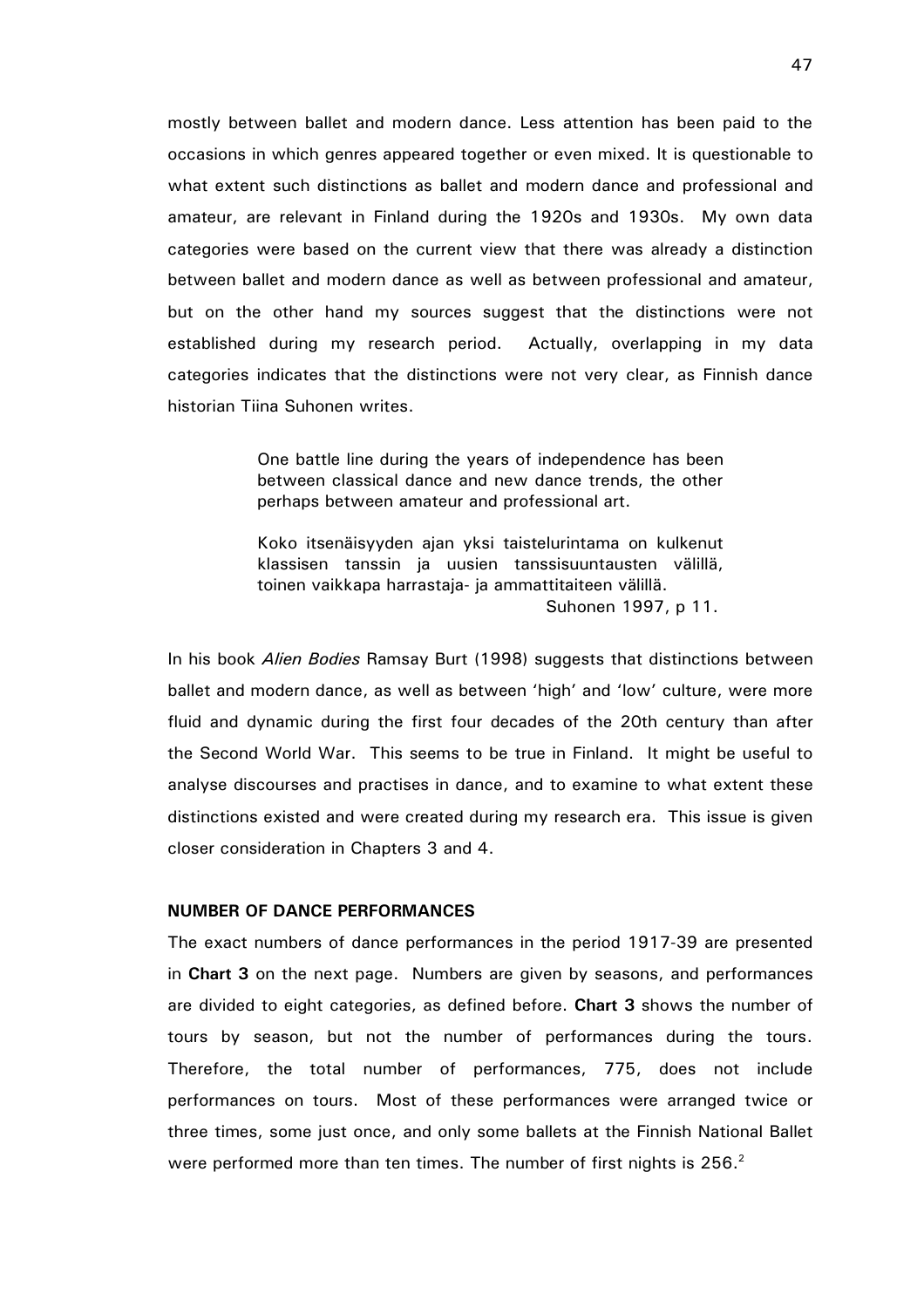mostly between ballet and modern dance. Less attention has been paid to the occasions in which genres appeared together or even mixed. It is questionable to what extent such distinctions as ballet and modern dance and professional and amateur, are relevant in Finland during the 1920s and 1930s. My own data categories were based on the current view that there was already a distinction between ballet and modern dance as well as between professional and amateur, but on the other hand my sources suggest that the distinctions were not established during my research period. Actually, overlapping in my data categories indicates that the distinctions were not very clear, as Finnish dance historian Tiina Suhonen writes.

> One battle line during the years of independence has been between classical dance and new dance trends, the other perhaps between amateur and professional art.
>
> Koko itsenäisyyden ajan yksi taistelurintama on kulkenut klassisen tanssin ja uusien tanssisuuntausten välillä, toinen vaikkapa harrastaja- ja ammattitaiteen välillä.
>
> Suhonen 1997, p 11.

In his book *Alien Bodies* Ramsay Burt (1998) suggests that distinctions between ballet and modern dance, as well as between 'high' and 'low' culture, were more fluid and dynamic during the first four decades of the 20th century than after the Second World War. This seems to be true in Finland. It might be useful to analyse discourses and practises in dance, and to examine to what extent these distinctions existed and were created during my research era. This issue is given closer consideration in Chapters 3 and 4.

**NUMBER OF DANCE PERFORMANCES**

The exact numbers of dance performances in the period 1917-39 are presented in **Chart 3** on the next page. Numbers are given by seasons, and performances are divided to eight categories, as defined before. **Chart 3** shows the number of tours by season, but not the number of performances during the tours. Therefore, the total number of performances, 775, does not include performances on tours. Most of these performances were arranged twice or three times, some just once, and only some ballets at the Finnish National Ballet were performed more than ten times. The number of first nights is 256.[2]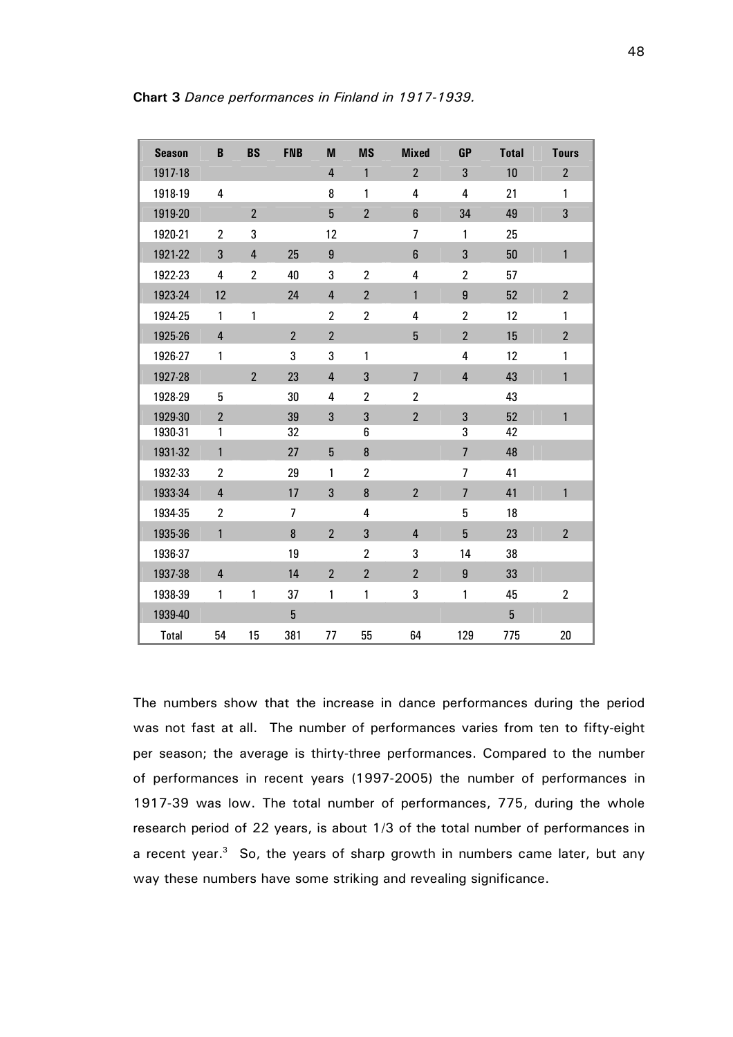**Chart 3** *Dance performances in Finland in 1917-1939.*

| Season | B | BS | FNB | M | MS | Mixed | GP | Total | Tours |
|---|---|---|---|---|---|---|---|---|---|
| 1917-18 | | | | 4 | 1 | 2 | 3 | 10 | 2 |
| 1918-19 | 4 | | | 8 | 1 | 4 | 4 | 21 | 1 |
| 1919-20 | | 2 | | 5 | 2 | 6 | 34 | 49 | 3 |
| 1920-21 | 2 | 3 | | 12 | | 7 | 1 | 25 | |
| 1921-22 | 3 | 4 | 25 | 9 | | 6 | 3 | 50 | 1 |
| 1922-23 | 4 | 2 | 40 | 3 | 2 | 4 | 2 | 57 | |
| 1923-24 | 12 | | 24 | 4 | 2 | 1 | 9 | 52 | 2 |
| 1924-25 | 1 | 1 | | 2 | 2 | 4 | 2 | 12 | 1 |
| 1925-26 | 4 | | 2 | 2 | | 5 | 2 | 15 | 2 |
| 1926-27 | 1 | | 3 | 3 | 1 | | 4 | 12 | 1 |
| 1927-28 | | 2 | 23 | 4 | 3 | 7 | 4 | 43 | 1 |
| 1928-29 | 5 | | 30 | 4 | 2 | 2 | | 43 | |
| 1929-30 | 2 | | 39 | 3 | 3 | 2 | 3 | 52 | 1 |
| 1930-31 | 1 | | 32 | | 6 | | 3 | 42 | |
| 1931-32 | 1 | | 27 | 5 | 8 | | 7 | 48 | |
| 1932-33 | 2 | | 29 | 1 | 2 | | 7 | 41 | |
| 1933-34 | 4 | | 17 | 3 | 8 | 2 | 7 | 41 | 1 |
| 1934-35 | 2 | | 7 | | 4 | | 5 | 18 | |
| 1935-36 | 1 | | 8 | 2 | 3 | 4 | 5 | 23 | 2 |
| 1936-37 | | | 19 | | 2 | 3 | 14 | 38 | |
| 1937-38 | 4 | | 14 | 2 | 2 | 2 | 9 | 33 | |
| 1938-39 | 1 | 1 | 37 | 1 | 1 | 3 | 1 | 45 | 2 |
| 1939-40 | | | 5 | | | | | 5 | |
| Total | 54 | 15 | 381 | 77 | 55 | 64 | 129 | 775 | 20 |

The numbers show that the increase in dance performances during the period was not fast at all. The number of performances varies from ten to fifty-eight per season; the average is thirty-three performances. Compared to the number of performances in recent years (1997-2005) the number of performances in 1917-39 was low. The total number of performances, 775, during the whole research period of 22 years, is about 1/3 of the total number of performances in a recent year.[3] So, the years of sharp growth in numbers came later, but any way these numbers have some striking and revealing significance.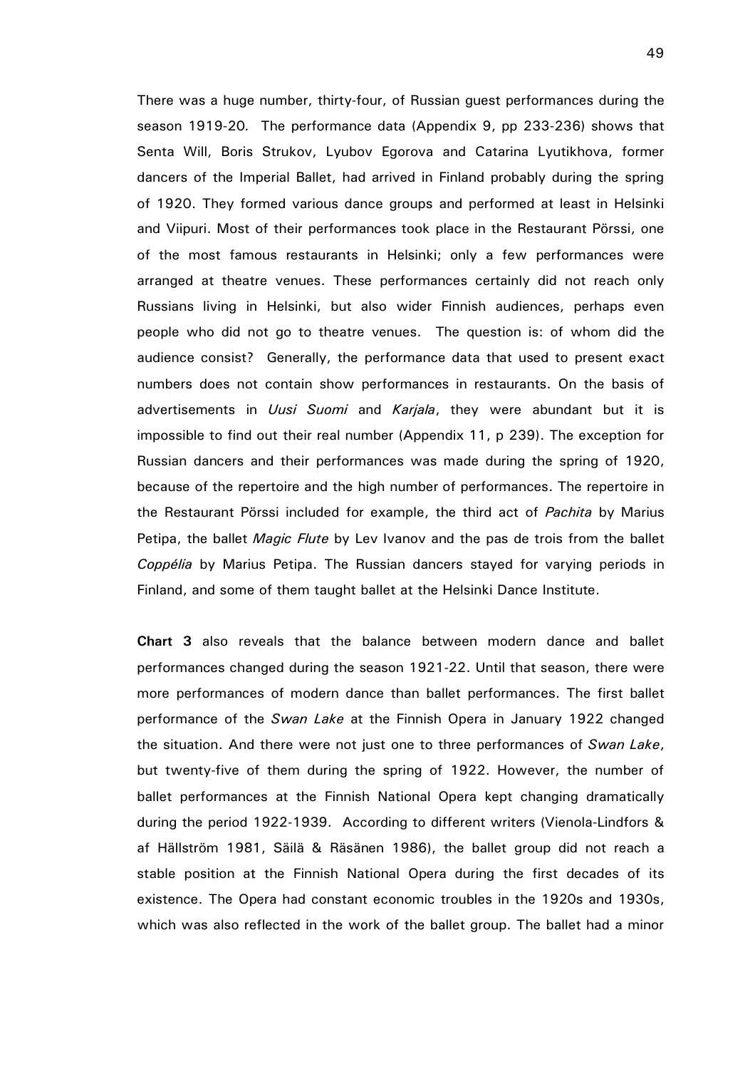There was a huge number, thirty-four, of Russian guest performances during the season 1919-20. The performance data (Appendix 9, pp 233-236) shows that Senta Will, Boris Strukov, Lyubov Egorova and Catarina Lyutikhova, former dancers of the Imperial Ballet, had arrived in Finland probably during the spring of 1920. They formed various dance groups and performed at least in Helsinki and Viipuri. Most of their performances took place in the Restaurant Pörssi, one of the most famous restaurants in Helsinki; only a few performances were arranged at theatre venues. These performances certainly did not reach only Russians living in Helsinki, but also wider Finnish audiences, perhaps even people who did not go to theatre venues. The question is: of whom did the audience consist? Generally, the performance data that used to present exact numbers does not contain show performances in restaurants. On the basis of advertisements in *Uusi Suomi* and *Karjala*, they were abundant but it is impossible to find out their real number (Appendix 11, p 239). The exception for Russian dancers and their performances was made during the spring of 1920, because of the repertoire and the high number of performances. The repertoire in the Restaurant Pörssi included for example, the third act of *Pachita* by Marius Petipa, the ballet *Magic Flute* by Lev Ivanov and the pas de trois from the ballet *Coppélia* by Marius Petipa. The Russian dancers stayed for varying periods in Finland, and some of them taught ballet at the Helsinki Dance Institute.

**Chart 3** also reveals that the balance between modern dance and ballet performances changed during the season 1921-22. Until that season, there were more performances of modern dance than ballet performances. The first ballet performance of the *Swan Lake* at the Finnish Opera in January 1922 changed the situation. And there were not just one to three performances of *Swan Lake*, but twenty-five of them during the spring of 1922. However, the number of ballet performances at the Finnish National Opera kept changing dramatically during the period 1922-1939. According to different writers (Vienola-Lindfors & af Hällström 1981, Säilä & Räsänen 1986), the ballet group did not reach a stable position at the Finnish National Opera during the first decades of its existence. The Opera had constant economic troubles in the 1920s and 1930s, which was also reflected in the work of the ballet group. The ballet had a minor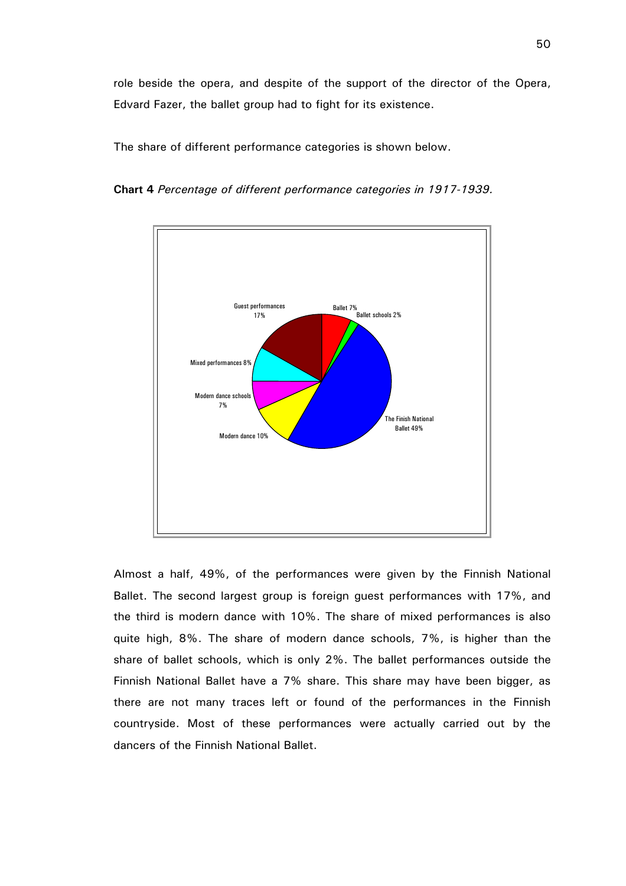role beside the opera, and despite of the support of the director of the Opera, Edvard Fazer, the ballet group had to fight for its existence.

The share of different performance categories is shown below.

**Chart 4** *Percentage of different performance categories in 1917-1939.*

Almost a half, 49%, of the performances were given by the Finnish National Ballet. The second largest group is foreign guest performances with 17%, and the third is modern dance with 10%. The share of mixed performances is also quite high, 8%. The share of modern dance schools, 7%, is higher than the share of ballet schools, which is only 2%. The ballet performances outside the Finnish National Ballet have a 7% share. This share may have been bigger, as there are not many traces left or found of the performances in the Finnish countryside. Most of these performances were actually carried out by the dancers of the Finnish National Ballet.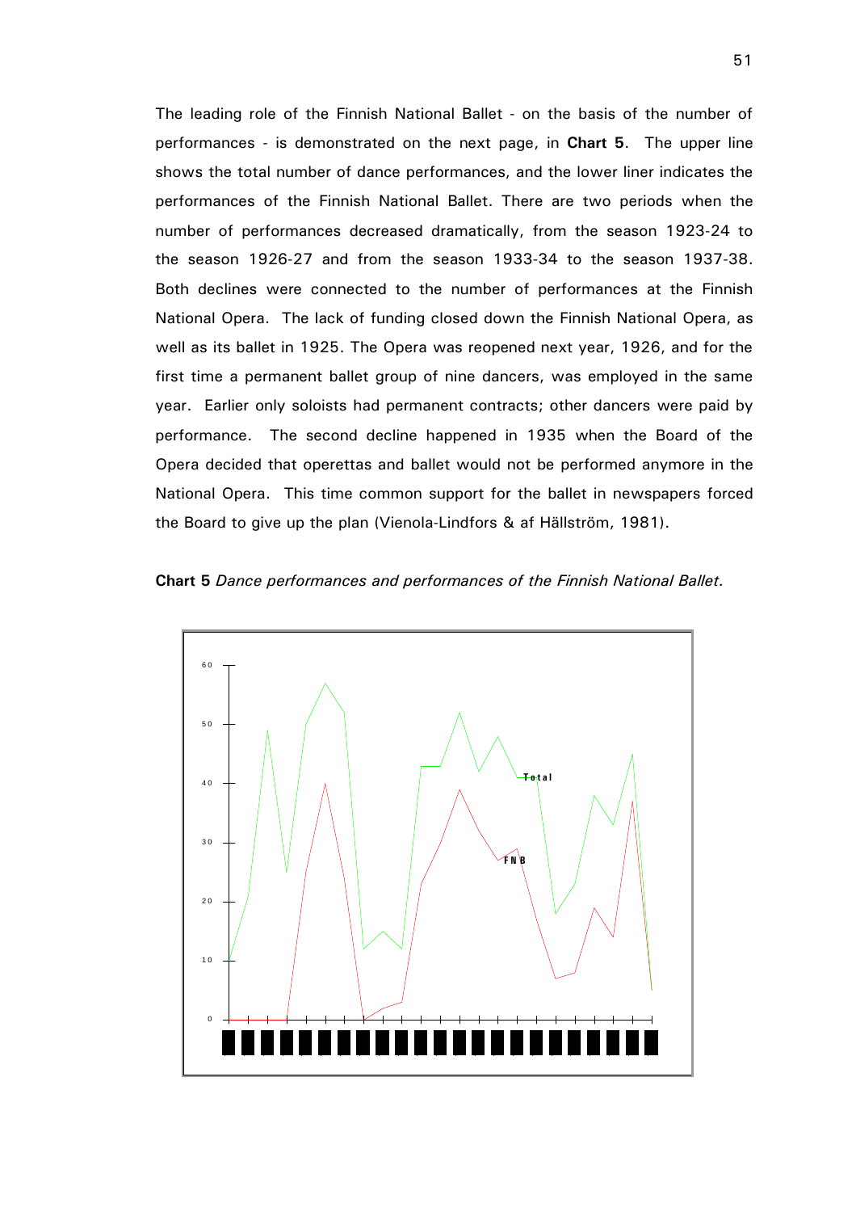The leading role of the Finnish National Ballet - on the basis of the number of performances - is demonstrated on the next page, in **Chart 5**. The upper line shows the total number of dance performances, and the lower liner indicates the performances of the Finnish National Ballet. There are two periods when the number of performances decreased dramatically, from the season 1923-24 to the season 1926-27 and from the season 1933-34 to the season 1937-38. Both declines were connected to the number of performances at the Finnish National Opera. The lack of funding closed down the Finnish National Opera, as well as its ballet in 1925. The Opera was reopened next year, 1926, and for the first time a permanent ballet group of nine dancers, was employed in the same year. Earlier only soloists had permanent contracts; other dancers were paid by performance. The second decline happened in 1935 when the Board of the Opera decided that operettas and ballet would not be performed anymore in the National Opera. This time common support for the ballet in newspapers forced the Board to give up the plan (Vienola-Lindfors & af Hällström, 1981).

**Chart 5** *Dance performances and performances of the Finnish National Ballet.*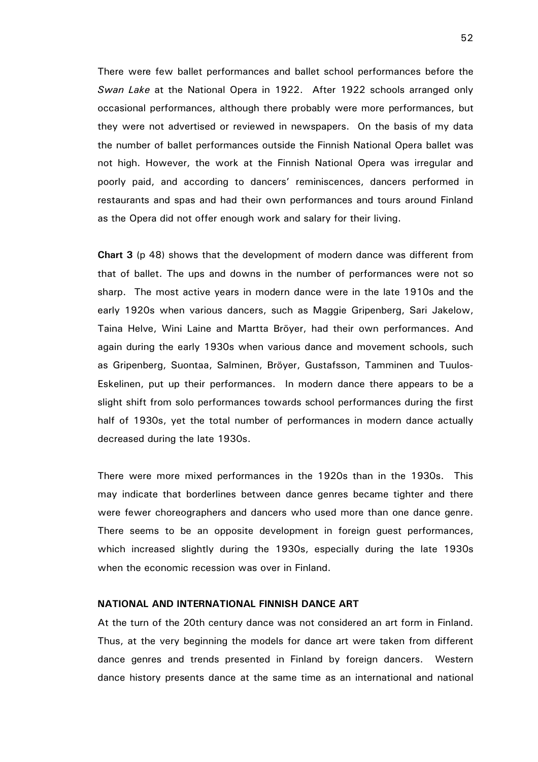There were few ballet performances and ballet school performances before the *Swan Lake* at the National Opera in 1922. After 1922 schools arranged only occasional performances, although there probably were more performances, but they were not advertised or reviewed in newspapers. On the basis of my data the number of ballet performances outside the Finnish National Opera ballet was not high. However, the work at the Finnish National Opera was irregular and poorly paid, and according to dancers' reminiscences, dancers performed in restaurants and spas and had their own performances and tours around Finland as the Opera did not offer enough work and salary for their living.

**Chart 3** (p 48) shows that the development of modern dance was different from that of ballet. The ups and downs in the number of performances were not so sharp. The most active years in modern dance were in the late 1910s and the early 1920s when various dancers, such as Maggie Gripenberg, Sari Jakelow, Taina Helve, Wini Laine and Martta Bröyer, had their own performances. And again during the early 1930s when various dance and movement schools, such as Gripenberg, Suontaa, Salminen, Bröyer, Gustafsson, Tamminen and Tuulos-Eskelinen, put up their performances. In modern dance there appears to be a slight shift from solo performances towards school performances during the first half of 1930s, yet the total number of performances in modern dance actually decreased during the late 1930s.

There were more mixed performances in the 1920s than in the 1930s. This may indicate that borderlines between dance genres became tighter and there were fewer choreographers and dancers who used more than one dance genre. There seems to be an opposite development in foreign guest performances, which increased slightly during the 1930s, especially during the late 1930s when the economic recession was over in Finland.

## NATIONAL AND INTERNATIONAL FINNISH DANCE ART

At the turn of the 20th century dance was not considered an art form in Finland. Thus, at the very beginning the models for dance art were taken from different dance genres and trends presented in Finland by foreign dancers. Western dance history presents dance at the same time as an international and national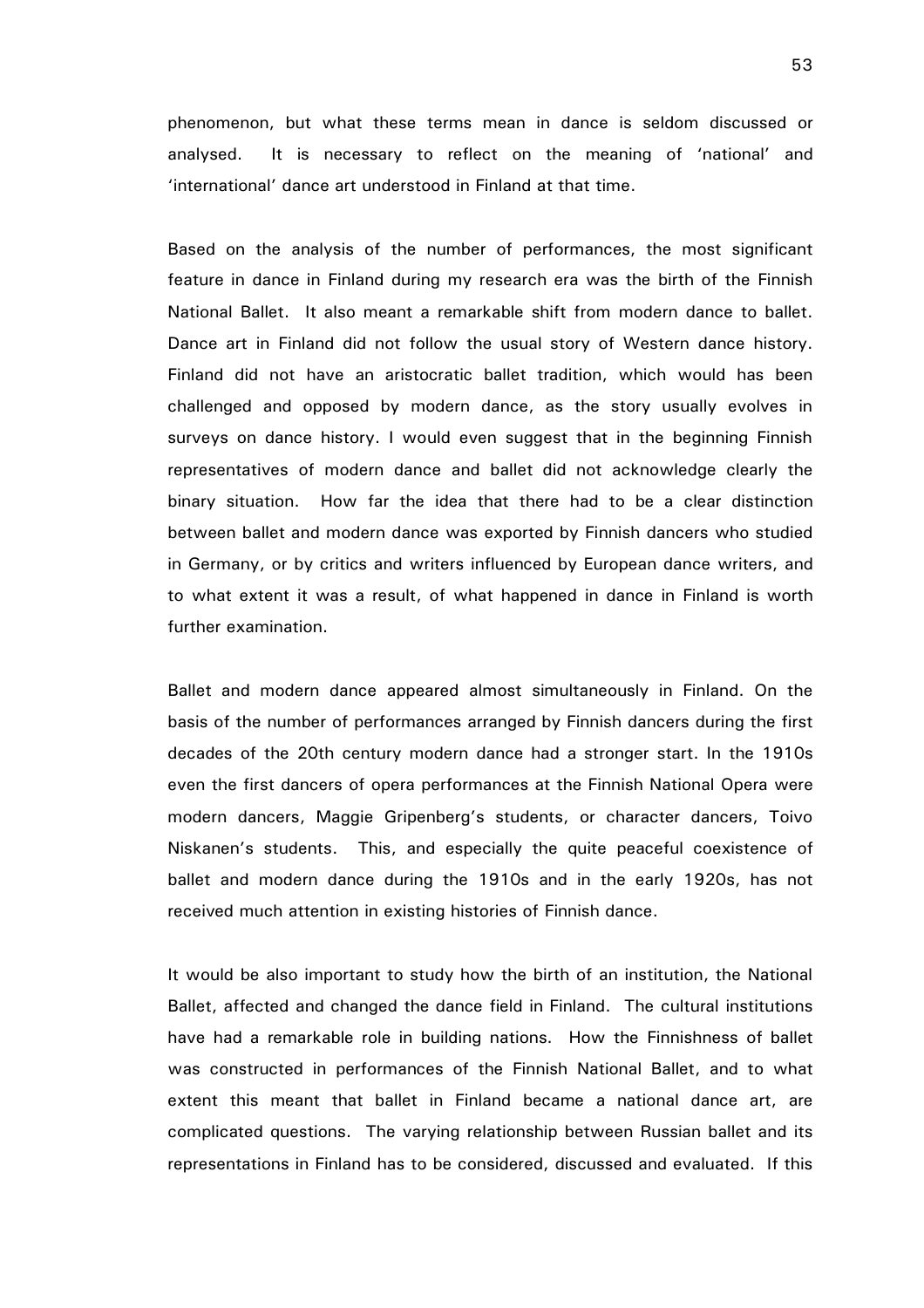phenomenon, but what these terms mean in dance is seldom discussed or analysed. It is necessary to reflect on the meaning of 'national' and 'international' dance art understood in Finland at that time.

Based on the analysis of the number of performances, the most significant feature in dance in Finland during my research era was the birth of the Finnish National Ballet. It also meant a remarkable shift from modern dance to ballet. Dance art in Finland did not follow the usual story of Western dance history. Finland did not have an aristocratic ballet tradition, which would has been challenged and opposed by modern dance, as the story usually evolves in surveys on dance history. I would even suggest that in the beginning Finnish representatives of modern dance and ballet did not acknowledge clearly the binary situation. How far the idea that there had to be a clear distinction between ballet and modern dance was exported by Finnish dancers who studied in Germany, or by critics and writers influenced by European dance writers, and to what extent it was a result, of what happened in dance in Finland is worth further examination.

Ballet and modern dance appeared almost simultaneously in Finland. On the basis of the number of performances arranged by Finnish dancers during the first decades of the 20th century modern dance had a stronger start. In the 1910s even the first dancers of opera performances at the Finnish National Opera were modern dancers, Maggie Gripenberg's students, or character dancers, Toivo Niskanen's students. This, and especially the quite peaceful coexistence of ballet and modern dance during the 1910s and in the early 1920s, has not received much attention in existing histories of Finnish dance.

It would be also important to study how the birth of an institution, the National Ballet, affected and changed the dance field in Finland. The cultural institutions have had a remarkable role in building nations. How the Finnishness of ballet was constructed in performances of the Finnish National Ballet, and to what extent this meant that ballet in Finland became a national dance art, are complicated questions. The varying relationship between Russian ballet and its representations in Finland has to be considered, discussed and evaluated. If this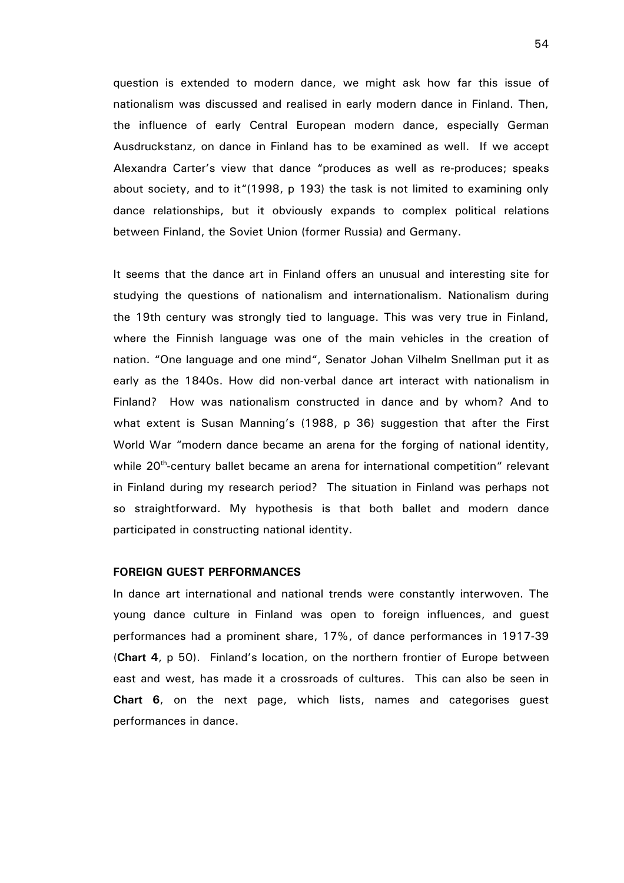question is extended to modern dance, we might ask how far this issue of nationalism was discussed and realised in early modern dance in Finland. Then, the influence of early Central European modern dance, especially German Ausdruckstanz, on dance in Finland has to be examined as well. If we accept Alexandra Carter's view that dance "produces as well as re-produces; speaks about society, and to it"(1998, p 193) the task is not limited to examining only dance relationships, but it obviously expands to complex political relations between Finland, the Soviet Union (former Russia) and Germany.

It seems that the dance art in Finland offers an unusual and interesting site for studying the questions of nationalism and internationalism. Nationalism during the 19th century was strongly tied to language. This was very true in Finland, where the Finnish language was one of the main vehicles in the creation of nation. "One language and one mind", Senator Johan Vilhelm Snellman put it as early as the 1840s. How did non-verbal dance art interact with nationalism in Finland? How was nationalism constructed in dance and by whom? And to what extent is Susan Manning's (1988, p 36) suggestion that after the First World War "modern dance became an arena for the forging of national identity, while 20th-century ballet became an arena for international competition" relevant in Finland during my research period? The situation in Finland was perhaps not so straightforward. My hypothesis is that both ballet and modern dance participated in constructing national identity.

### FOREIGN GUEST PERFORMANCES

In dance art international and national trends were constantly interwoven. The young dance culture in Finland was open to foreign influences, and guest performances had a prominent share, 17%, of dance performances in 1917-39 (**Chart 4**, p 50). Finland's location, on the northern frontier of Europe between east and west, has made it a crossroads of cultures. This can also be seen in **Chart 6**, on the next page, which lists, names and categorises guest performances in dance.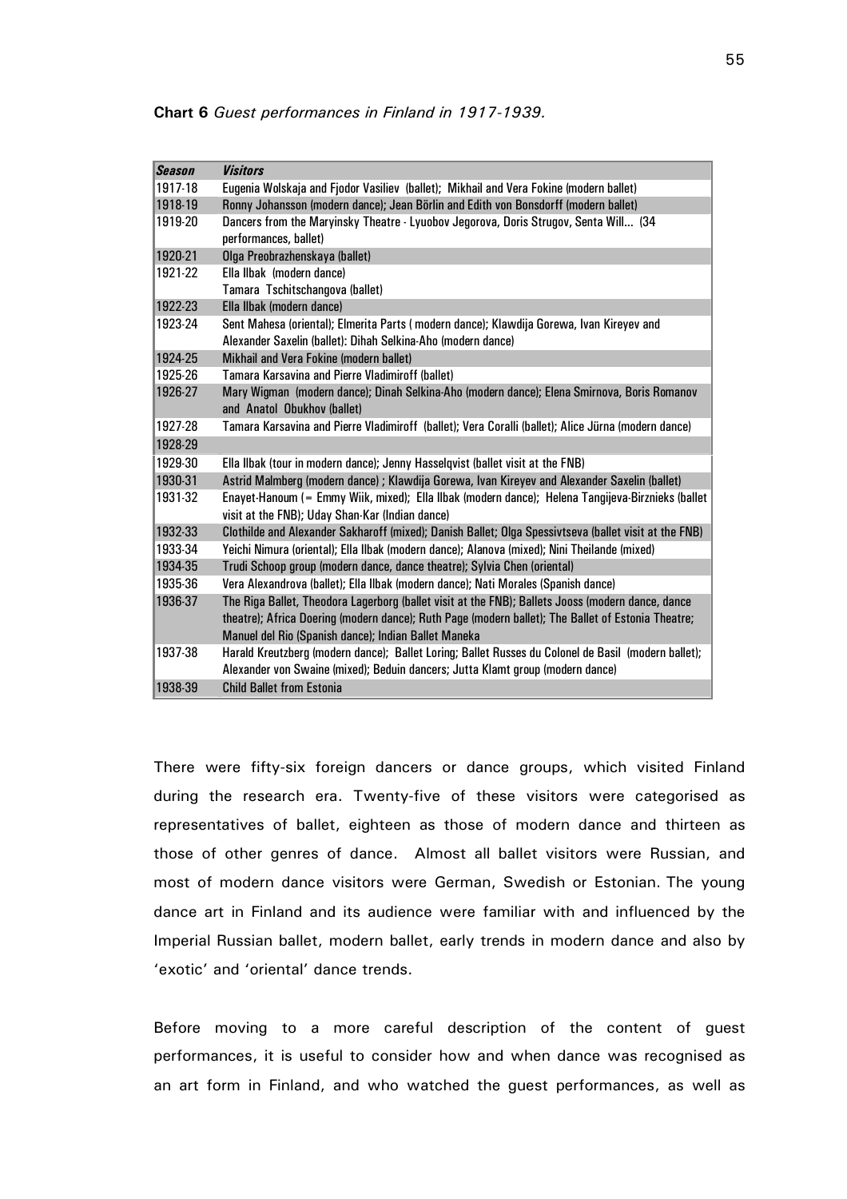**Chart 6** *Guest performances in Finland in 1917-1939.*

| ***Season*** | ***Visitors*** |
|---|---|
| 1917-18 | Eugenia Wolskaja and Fjodor Vasiliev (ballet); Mikhail and Vera Fokine (modern ballet) |
| 1918-19 | Ronny Johansson (modern dance); Jean Börlin and Edith von Bonsdorff (modern ballet) |
| 1919-20 | Dancers from the Maryinsky Theatre - Lyuobov Jegorova, Doris Strugov, Senta Will... (34 performances, ballet) |
| 1920-21 | Olga Preobrazhenskaya (ballet) |
| 1921-22 | Ella Ilbak (modern dance)<br>Tamara Tschitschangova (ballet) |
| 1922-23 | Ella Ilbak (modern dance) |
| 1923-24 | Sent Mahesa (oriental); Elmerita Parts ( modern dance); Klawdija Gorewa, Ivan Kireyev and Alexander Saxelin (ballet): Dihah Selkina-Aho (modern dance) |
| 1924-25 | Mikhail and Vera Fokine (modern ballet) |
| 1925-26 | Tamara Karsavina and Pierre Vladimiroff (ballet) |
| 1926-27 | Mary Wigman (modern dance); Dinah Selkina-Aho (modern dance); Elena Smirnova, Boris Romanov and Anatol Obukhov (ballet) |
| 1927-28 | Tamara Karsavina and Pierre Vladimiroff (ballet); Vera Coralli (ballet); Alice Jürna (modern dance) |
| 1928-29 | |
| 1929-30 | Ella Ilbak (tour in modern dance); Jenny Hasselqvist (ballet visit at the FNB) |
| 1930-31 | Astrid Malmberg (modern dance) ; Klawdija Gorewa, Ivan Kireyev and Alexander Saxelin (ballet) |
| 1931-32 | Enayet-Hanoum (= Emmy Wiik, mixed); Ella Ilbak (modern dance); Helena Tangijeva-Birznieks (ballet visit at the FNB); Uday Shan-Kar (Indian dance) |
| 1932-33 | Clothilde and Alexander Sakharoff (mixed); Danish Ballet; Olga Spessivtseva (ballet visit at the FNB) |
| 1933-34 | Yeichi Nimura (oriental); Ella Ilbak (modern dance); Alanova (mixed); Nini Theilande (mixed) |
| 1934-35 | Trudi Schoop group (modern dance, dance theatre); Sylvia Chen (oriental) |
| 1935-36 | Vera Alexandrova (ballet); Ella Ilbak (modern dance); Nati Morales (Spanish dance) |
| 1936-37 | The Riga Ballet, Theodora Lagerborg (ballet visit at the FNB); Ballets Jooss (modern dance, dance theatre); Africa Doering (modern dance); Ruth Page (modern ballet); The Ballet of Estonia Theatre; Manuel del Rio (Spanish dance); Indian Ballet Maneka |
| 1937-38 | Harald Kreutzberg (modern dance); Ballet Loring; Ballet Russes du Colonel de Basil (modern ballet); Alexander von Swaine (mixed); Beduin dancers; Jutta Klamt group (modern dance) |
| 1938-39 | Child Ballet from Estonia |

There were fifty-six foreign dancers or dance groups, which visited Finland during the research era. Twenty-five of these visitors were categorised as representatives of ballet, eighteen as those of modern dance and thirteen as those of other genres of dance. Almost all ballet visitors were Russian, and most of modern dance visitors were German, Swedish or Estonian. The young dance art in Finland and its audience were familiar with and influenced by the Imperial Russian ballet, modern ballet, early trends in modern dance and also by 'exotic' and 'oriental' dance trends.

Before moving to a more careful description of the content of guest performances, it is useful to consider how and when dance was recognised as an art form in Finland, and who watched the guest performances, as well as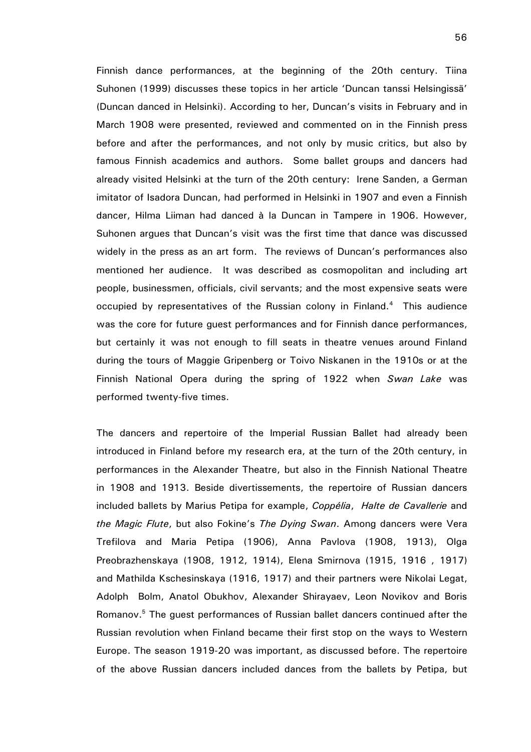Finnish dance performances, at the beginning of the 20th century. Tiina Suhonen (1999) discusses these topics in her article 'Duncan tanssi Helsingissä' (Duncan danced in Helsinki). According to her, Duncan's visits in February and in March 1908 were presented, reviewed and commented on in the Finnish press before and after the performances, and not only by music critics, but also by famous Finnish academics and authors. Some ballet groups and dancers had already visited Helsinki at the turn of the 20th century: Irene Sanden, a German imitator of Isadora Duncan, had performed in Helsinki in 1907 and even a Finnish dancer, Hilma Liiman had danced à la Duncan in Tampere in 1906. However, Suhonen argues that Duncan's visit was the first time that dance was discussed widely in the press as an art form. The reviews of Duncan's performances also mentioned her audience. It was described as cosmopolitan and including art people, businessmen, officials, civil servants; and the most expensive seats were occupied by representatives of the Russian colony in Finland.[4] This audience was the core for future guest performances and for Finnish dance performances, but certainly it was not enough to fill seats in theatre venues around Finland during the tours of Maggie Gripenberg or Toivo Niskanen in the 1910s or at the Finnish National Opera during the spring of 1922 when *Swan Lake* was performed twenty-five times.

The dancers and repertoire of the Imperial Russian Ballet had already been introduced in Finland before my research era, at the turn of the 20th century, in performances in the Alexander Theatre, but also in the Finnish National Theatre in 1908 and 1913. Beside divertissements, the repertoire of Russian dancers included ballets by Marius Petipa for example, *Coppélia*, *Halte de Cavallerie* and *the Magic Flute*, but also Fokine's *The Dying Swan*. Among dancers were Vera Trefilova and Maria Petipa (1906), Anna Pavlova (1908, 1913), Olga Preobrazhenskaya (1908, 1912, 1914), Elena Smirnova (1915, 1916 , 1917) and Mathilda Kschesinskaya (1916, 1917) and their partners were Nikolai Legat, Adolph Bolm, Anatol Obukhov, Alexander Shirayaev, Leon Novikov and Boris Romanov.[5] The guest performances of Russian ballet dancers continued after the Russian revolution when Finland became their first stop on the ways to Western Europe. The season 1919-20 was important, as discussed before. The repertoire of the above Russian dancers included dances from the ballets by Petipa, but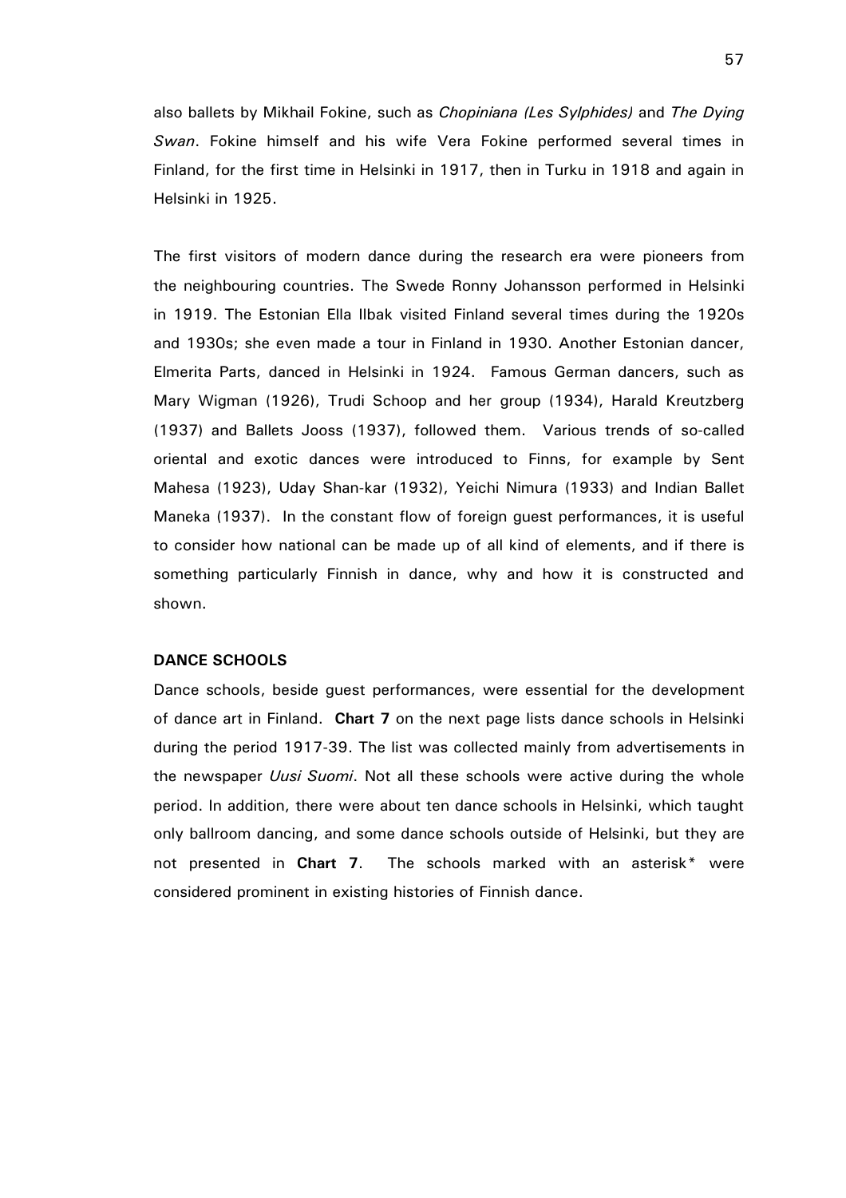also ballets by Mikhail Fokine, such as *Chopiniana (Les Sylphides)* and *The Dying Swan*. Fokine himself and his wife Vera Fokine performed several times in Finland, for the first time in Helsinki in 1917, then in Turku in 1918 and again in Helsinki in 1925.

The first visitors of modern dance during the research era were pioneers from the neighbouring countries. The Swede Ronny Johansson performed in Helsinki in 1919. The Estonian Ella Ilbak visited Finland several times during the 1920s and 1930s; she even made a tour in Finland in 1930. Another Estonian dancer, Elmerita Parts, danced in Helsinki in 1924. Famous German dancers, such as Mary Wigman (1926), Trudi Schoop and her group (1934), Harald Kreutzberg (1937) and Ballets Jooss (1937), followed them. Various trends of so-called oriental and exotic dances were introduced to Finns, for example by Sent Mahesa (1923), Uday Shan-kar (1932), Yeichi Nimura (1933) and Indian Ballet Maneka (1937). In the constant flow of foreign guest performances, it is useful to consider how national can be made up of all kind of elements, and if there is something particularly Finnish in dance, why and how it is constructed and shown.

### DANCE SCHOOLS

Dance schools, beside guest performances, were essential for the development of dance art in Finland. **Chart 7** on the next page lists dance schools in Helsinki during the period 1917-39. The list was collected mainly from advertisements in the newspaper *Uusi Suomi*. Not all these schools were active during the whole period. In addition, there were about ten dance schools in Helsinki, which taught only ballroom dancing, and some dance schools outside of Helsinki, but they are not presented in **Chart 7**. The schools marked with an asterisk* were considered prominent in existing histories of Finnish dance.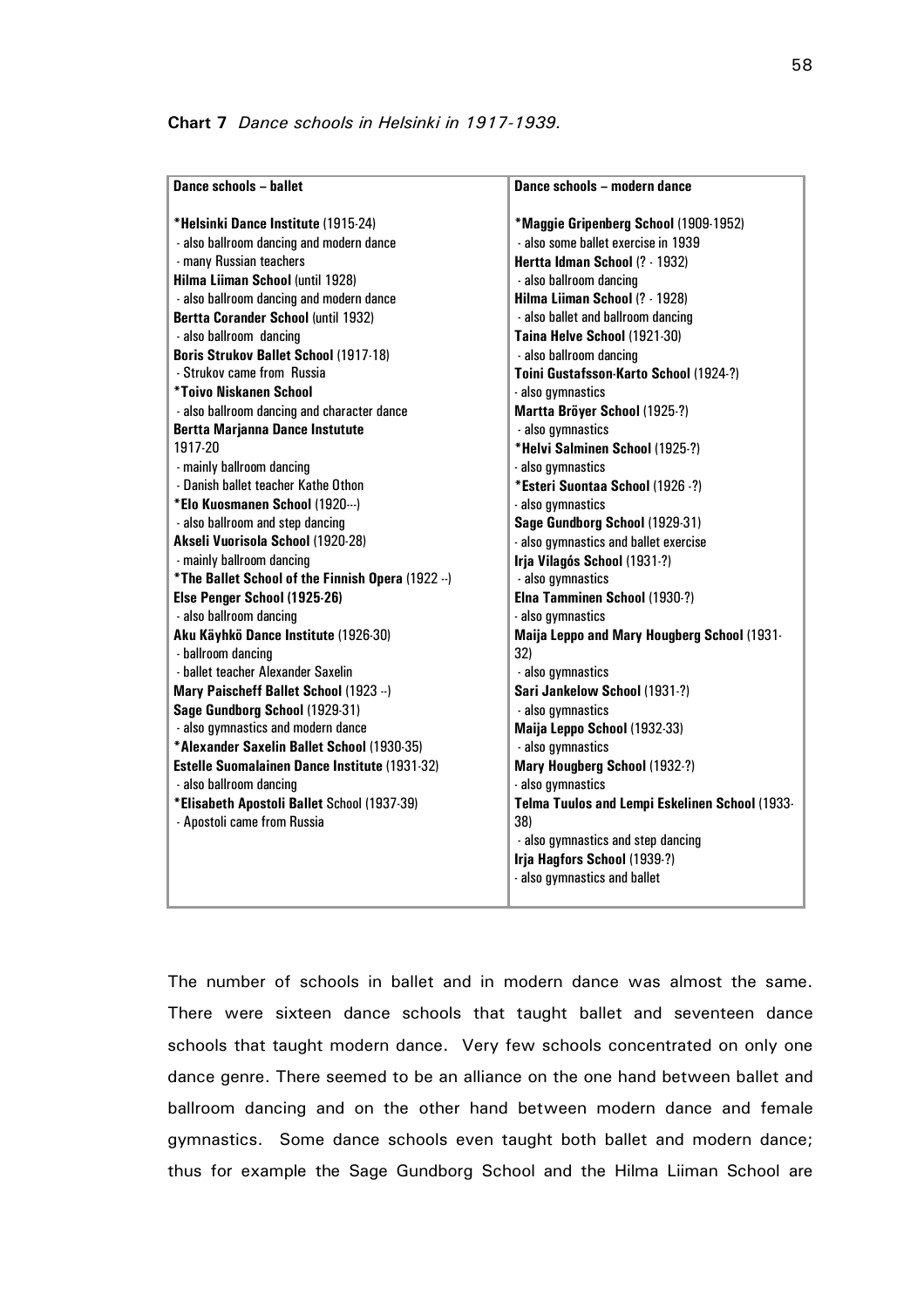**Chart 7** *Dance schools in Helsinki in 1917-1939.*

| Dance schools – ballet | Dance schools – modern dance |
|---|---|
| **\*Helsinki Dance Institute** (1915-24)<br>- also ballroom dancing and modern dance<br>- many Russian teachers<br>**Hilma Liiman School** (until 1928)<br>- also ballroom dancing and modern dance<br>**Bertta Corander School** (until 1932)<br>- also ballroom dancing<br>**Boris Strukov Ballet School** (1917-18)<br>- Strukov came from Russia<br>**\*Toivo Niskanen School**<br>- also ballroom dancing and character dance<br>**Bertta Marjanna Dance Instutute**<br>1917-20<br>- mainly ballroom dancing<br>- Danish ballet teacher Kathe Othon<br>**\*Elo Kuosmanen School** (1920---)<br>- also ballroom and step dancing<br>**Akseli Vuorisola School** (1920-28)<br>- mainly ballroom dancing<br>**\*The Ballet School of the Finnish Opera** (1922 --)<br>**Else Penger School (1925-26)**<br>- also ballroom dancing<br>**Aku Käyhkö Dance Institute** (1926-30)<br>- ballroom dancing<br>- ballet teacher Alexander Saxelin<br>**Mary Paischeff Ballet School** (1923 --)<br>**Sage Gundborg School** (1929-31)<br>- also gymnastics and modern dance<br>**\*Alexander Saxelin Ballet School** (1930-35)<br>**Estelle Suomalainen Dance Institute** (1931-32)<br>- also ballroom dancing<br>**\*Elisabeth Apostoli Ballet** School (1937-39)<br>- Apostoli came from Russia | **\*Maggie Gripenberg School** (1909-1952)<br>- also some ballet exercise in 1939<br>**Hertta Idman School** (? - 1932)<br>- also ballroom dancing<br>**Hilma Liiman School** (? - 1928)<br>- also ballet and ballroom dancing<br>**Taina Helve School** (1921-30)<br>- also ballroom dancing<br>**Toini Gustafsson-Karto School** (1924-?)<br>- also gymnastics<br>**Martta Bröyer School** (1925-?)<br>- also gymnastics<br>**\*Helvi Salminen School** (1925-?)<br>- also gymnastics<br>**\*Esteri Suontaa School** (1926 -?)<br>- also gymnastics<br>**Sage Gundborg School** (1929-31)<br>- also gymnastics and ballet exercise<br>**Irja Vilagós School** (1931-?)<br>- also gymnastics<br>**Elna Tamminen School** (1930-?)<br>- also gymnastics<br>**Maija Leppo and Mary Hougberg School** (1931-32)<br>- also gymnastics<br>**Sari Jankelow School** (1931-?)<br>- also gymnastics<br>**Maija Leppo School** (1932-33)<br>- also gymnastics<br>**Mary Hougberg School** (1932-?)<br>- also gymnastics<br>**Telma Tuulos and Lempi Eskelinen School** (1933-38)<br>- also gymnastics and step dancing<br>**Irja Hagfors School** (1939-?)<br>- also gymnastics and ballet |

The number of schools in ballet and in modern dance was almost the same. There were sixteen dance schools that taught ballet and seventeen dance schools that taught modern dance. Very few schools concentrated on only one dance genre. There seemed to be an alliance on the one hand between ballet and ballroom dancing and on the other hand between modern dance and female gymnastics. Some dance schools even taught both ballet and modern dance; thus for example the Sage Gundborg School and the Hilma Liiman School are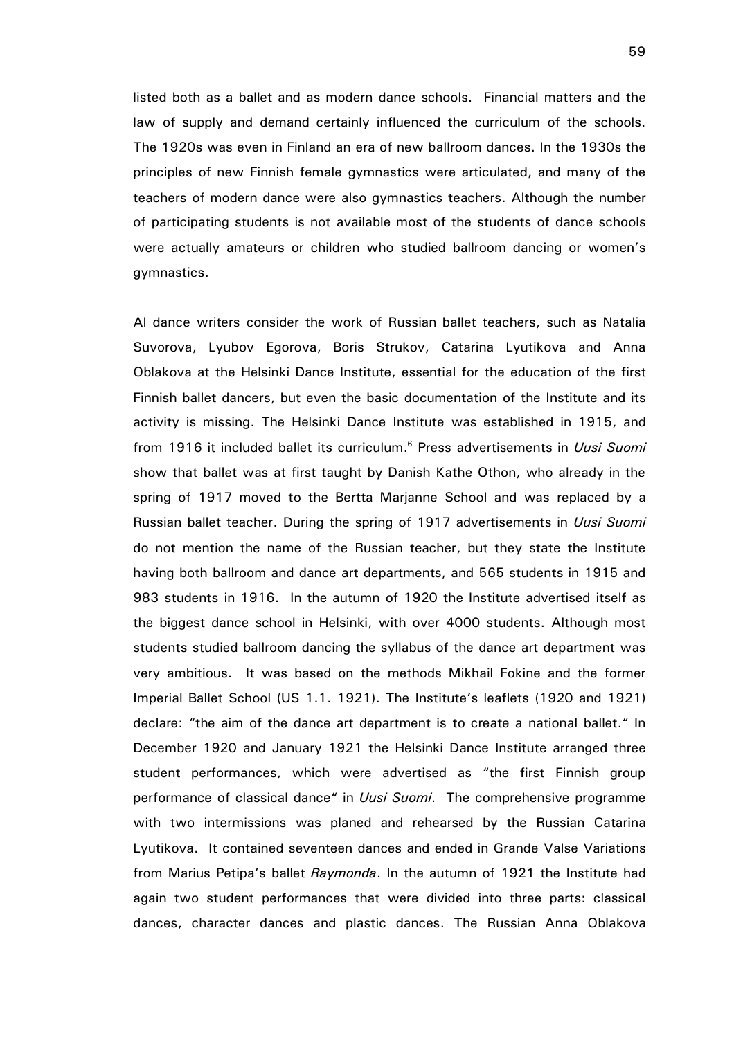listed both as a ballet and as modern dance schools. Financial matters and the law of supply and demand certainly influenced the curriculum of the schools. The 1920s was even in Finland an era of new ballroom dances. In the 1930s the principles of new Finnish female gymnastics were articulated, and many of the teachers of modern dance were also gymnastics teachers. Although the number of participating students is not available most of the students of dance schools were actually amateurs or children who studied ballroom dancing or women's gymnastics**.**

Al dance writers consider the work of Russian ballet teachers, such as Natalia Suvorova, Lyubov Egorova, Boris Strukov, Catarina Lyutikova and Anna Oblakova at the Helsinki Dance Institute, essential for the education of the first Finnish ballet dancers, but even the basic documentation of the Institute and its activity is missing. The Helsinki Dance Institute was established in 1915, and from 1916 it included ballet its curriculum.[6] Press advertisements in *Uusi Suomi* show that ballet was at first taught by Danish Kathe Othon, who already in the spring of 1917 moved to the Bertta Marjanne School and was replaced by a Russian ballet teacher. During the spring of 1917 advertisements in *Uusi Suomi* do not mention the name of the Russian teacher, but they state the Institute having both ballroom and dance art departments, and 565 students in 1915 and 983 students in 1916. In the autumn of 1920 the Institute advertised itself as the biggest dance school in Helsinki, with over 4000 students. Although most students studied ballroom dancing the syllabus of the dance art department was very ambitious. It was based on the methods Mikhail Fokine and the former Imperial Ballet School (US 1.1. 1921). The Institute's leaflets (1920 and 1921) declare: "the aim of the dance art department is to create a national ballet." In December 1920 and January 1921 the Helsinki Dance Institute arranged three student performances, which were advertised as "the first Finnish group performance of classical dance" in *Uusi Suomi*. The comprehensive programme with two intermissions was planed and rehearsed by the Russian Catarina Lyutikova. It contained seventeen dances and ended in Grande Valse Variations from Marius Petipa's ballet *Raymonda*. In the autumn of 1921 the Institute had again two student performances that were divided into three parts: classical dances, character dances and plastic dances. The Russian Anna Oblakova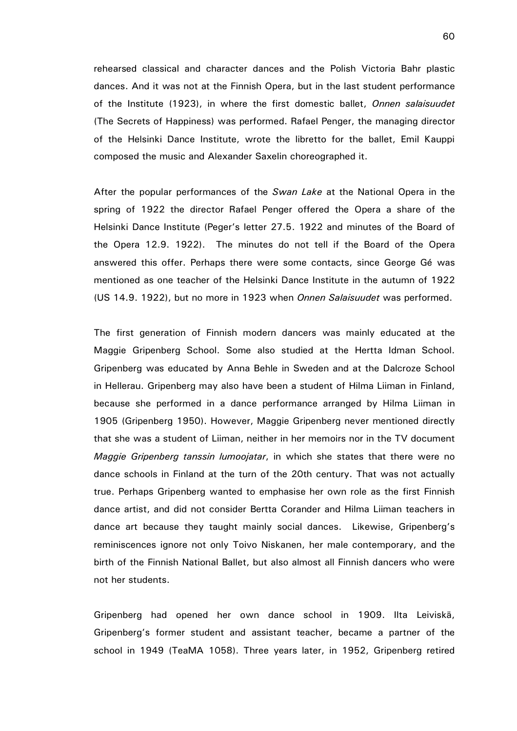rehearsed classical and character dances and the Polish Victoria Bahr plastic dances. And it was not at the Finnish Opera, but in the last student performance of the Institute (1923), in where the first domestic ballet, *Onnen salaisuudet* (The Secrets of Happiness) was performed. Rafael Penger, the managing director of the Helsinki Dance Institute, wrote the libretto for the ballet, Emil Kauppi composed the music and Alexander Saxelin choreographed it.

After the popular performances of the *Swan Lake* at the National Opera in the spring of 1922 the director Rafael Penger offered the Opera a share of the Helsinki Dance Institute (Peger's letter 27.5. 1922 and minutes of the Board of the Opera 12.9. 1922). The minutes do not tell if the Board of the Opera answered this offer. Perhaps there were some contacts, since George Gé was mentioned as one teacher of the Helsinki Dance Institute in the autumn of 1922 (US 14.9. 1922), but no more in 1923 when *Onnen Salaisuudet* was performed.

The first generation of Finnish modern dancers was mainly educated at the Maggie Gripenberg School. Some also studied at the Hertta Idman School. Gripenberg was educated by Anna Behle in Sweden and at the Dalcroze School in Hellerau. Gripenberg may also have been a student of Hilma Liiman in Finland, because she performed in a dance performance arranged by Hilma Liiman in 1905 (Gripenberg 1950). However, Maggie Gripenberg never mentioned directly that she was a student of Liiman, neither in her memoirs nor in the TV document *Maggie Gripenberg tanssin lumoojatar*, in which she states that there were no dance schools in Finland at the turn of the 20th century. That was not actually true. Perhaps Gripenberg wanted to emphasise her own role as the first Finnish dance artist, and did not consider Bertta Corander and Hilma Liiman teachers in dance art because they taught mainly social dances. Likewise, Gripenberg's reminiscences ignore not only Toivo Niskanen, her male contemporary, and the birth of the Finnish National Ballet, but also almost all Finnish dancers who were not her students.

Gripenberg had opened her own dance school in 1909. Ilta Leiviskä, Gripenberg's former student and assistant teacher, became a partner of the school in 1949 (TeaMA 1058). Three years later, in 1952, Gripenberg retired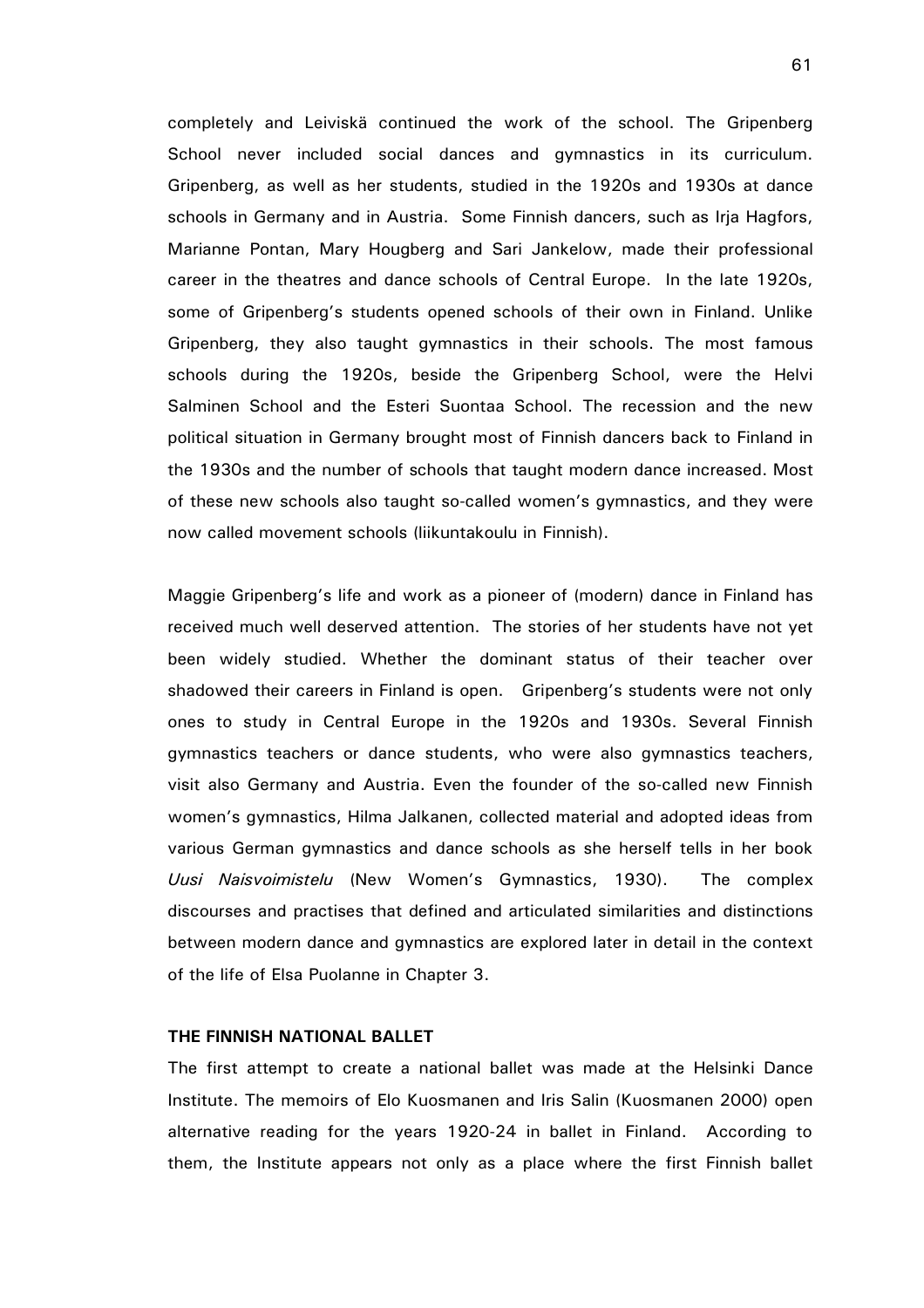completely and Leiviskä continued the work of the school. The Gripenberg School never included social dances and gymnastics in its curriculum. Gripenberg, as well as her students, studied in the 1920s and 1930s at dance schools in Germany and in Austria. Some Finnish dancers, such as Irja Hagfors, Marianne Pontan, Mary Hougberg and Sari Jankelow, made their professional career in the theatres and dance schools of Central Europe. In the late 1920s, some of Gripenberg's students opened schools of their own in Finland. Unlike Gripenberg, they also taught gymnastics in their schools. The most famous schools during the 1920s, beside the Gripenberg School, were the Helvi Salminen School and the Esteri Suontaa School. The recession and the new political situation in Germany brought most of Finnish dancers back to Finland in the 1930s and the number of schools that taught modern dance increased. Most of these new schools also taught so-called women's gymnastics, and they were now called movement schools (liikuntakoulu in Finnish).

Maggie Gripenberg's life and work as a pioneer of (modern) dance in Finland has received much well deserved attention. The stories of her students have not yet been widely studied. Whether the dominant status of their teacher over shadowed their careers in Finland is open. Gripenberg's students were not only ones to study in Central Europe in the 1920s and 1930s. Several Finnish gymnastics teachers or dance students, who were also gymnastics teachers, visit also Germany and Austria. Even the founder of the so-called new Finnish women's gymnastics, Hilma Jalkanen, collected material and adopted ideas from various German gymnastics and dance schools as she herself tells in her book *Uusi Naisvoimistelu* (New Women's Gymnastics, 1930). The complex discourses and practises that defined and articulated similarities and distinctions between modern dance and gymnastics are explored later in detail in the context of the life of Elsa Puolanne in Chapter 3.

**THE FINNISH NATIONAL BALLET**

The first attempt to create a national ballet was made at the Helsinki Dance Institute. The memoirs of Elo Kuosmanen and Iris Salin (Kuosmanen 2000) open alternative reading for the years 1920-24 in ballet in Finland. According to them, the Institute appears not only as a place where the first Finnish ballet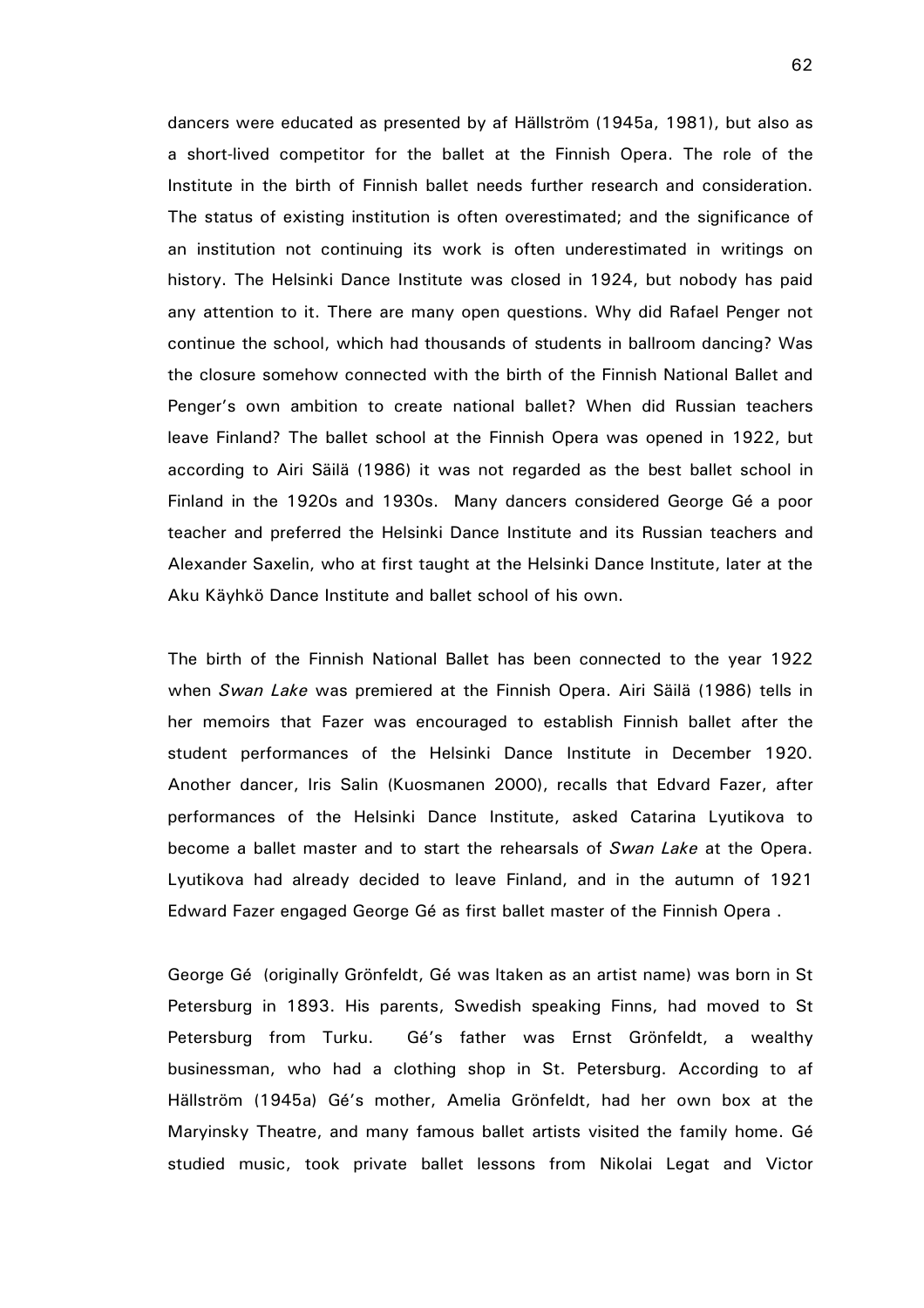dancers were educated as presented by af Hällström (1945a, 1981), but also as a short-lived competitor for the ballet at the Finnish Opera. The role of the Institute in the birth of Finnish ballet needs further research and consideration. The status of existing institution is often overestimated; and the significance of an institution not continuing its work is often underestimated in writings on history. The Helsinki Dance Institute was closed in 1924, but nobody has paid any attention to it. There are many open questions. Why did Rafael Penger not continue the school, which had thousands of students in ballroom dancing? Was the closure somehow connected with the birth of the Finnish National Ballet and Penger's own ambition to create national ballet? When did Russian teachers leave Finland? The ballet school at the Finnish Opera was opened in 1922, but according to Airi Säilä (1986) it was not regarded as the best ballet school in Finland in the 1920s and 1930s. Many dancers considered George Gé a poor teacher and preferred the Helsinki Dance Institute and its Russian teachers and Alexander Saxelin, who at first taught at the Helsinki Dance Institute, later at the Aku Käyhkö Dance Institute and ballet school of his own.

The birth of the Finnish National Ballet has been connected to the year 1922 when *Swan Lake* was premiered at the Finnish Opera. Airi Säilä (1986) tells in her memoirs that Fazer was encouraged to establish Finnish ballet after the student performances of the Helsinki Dance Institute in December 1920. Another dancer, Iris Salin (Kuosmanen 2000), recalls that Edvard Fazer, after performances of the Helsinki Dance Institute, asked Catarina Lyutikova to become a ballet master and to start the rehearsals of *Swan Lake* at the Opera. Lyutikova had already decided to leave Finland, and in the autumn of 1921 Edward Fazer engaged George Gé as first ballet master of the Finnish Opera .

George Gé (originally Grönfeldt, Gé was ltaken as an artist name) was born in St Petersburg in 1893. His parents, Swedish speaking Finns, had moved to St Petersburg from Turku. Gé's father was Ernst Grönfeldt, a wealthy businessman, who had a clothing shop in St. Petersburg. According to af Hällström (1945a) Gé's mother, Amelia Grönfeldt, had her own box at the Maryinsky Theatre, and many famous ballet artists visited the family home. Gé studied music, took private ballet lessons from Nikolai Legat and Victor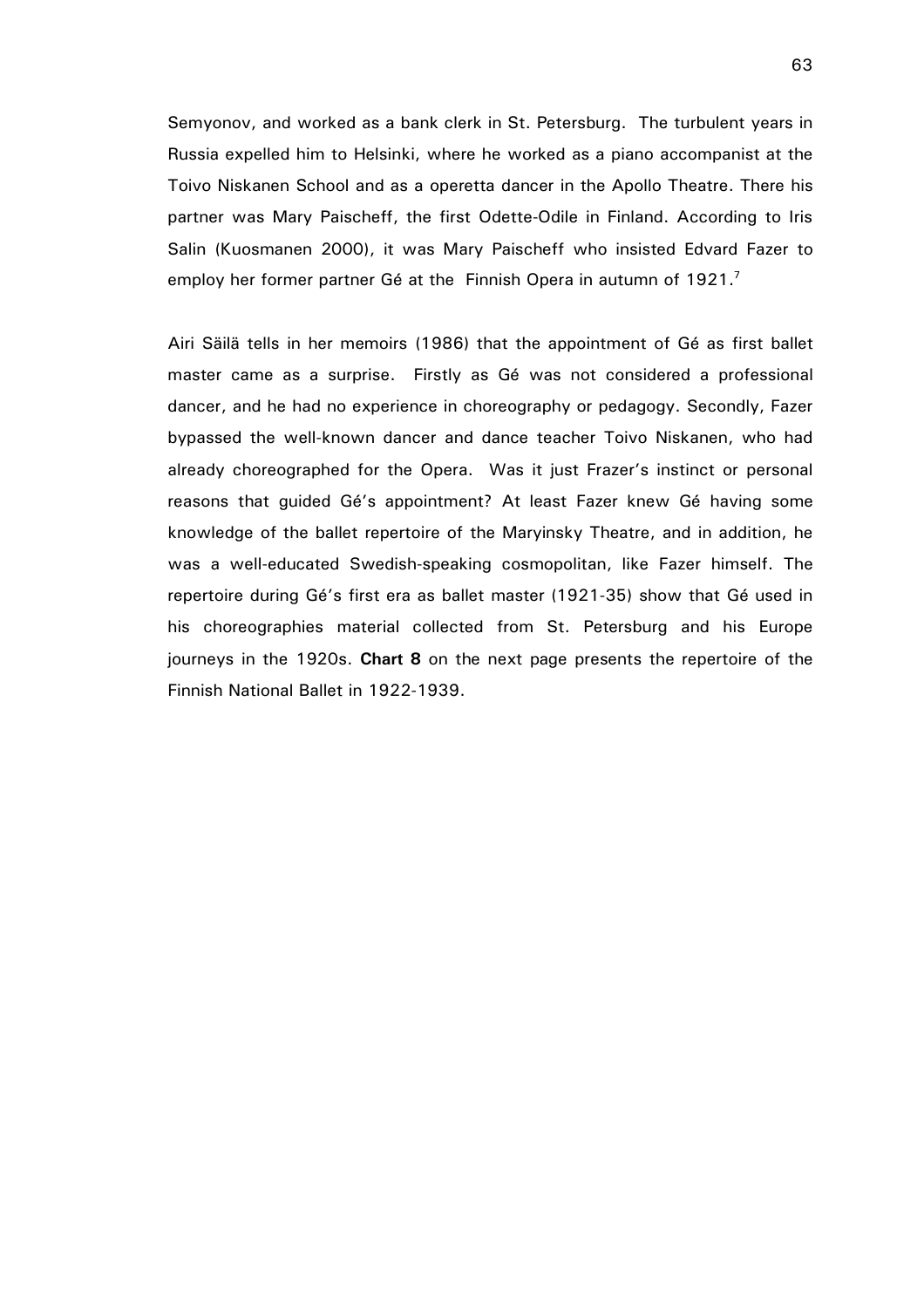Semyonov, and worked as a bank clerk in St. Petersburg. The turbulent years in Russia expelled him to Helsinki, where he worked as a piano accompanist at the Toivo Niskanen School and as a operetta dancer in the Apollo Theatre. There his partner was Mary Paischeff, the first Odette-Odile in Finland. According to Iris Salin (Kuosmanen 2000), it was Mary Paischeff who insisted Edvard Fazer to employ her former partner Gé at the Finnish Opera in autumn of 1921.[7]

Airi Säilä tells in her memoirs (1986) that the appointment of Gé as first ballet master came as a surprise. Firstly as Gé was not considered a professional dancer, and he had no experience in choreography or pedagogy. Secondly, Fazer bypassed the well-known dancer and dance teacher Toivo Niskanen, who had already choreographed for the Opera. Was it just Frazer's instinct or personal reasons that guided Gé's appointment? At least Fazer knew Gé having some knowledge of the ballet repertoire of the Maryinsky Theatre, and in addition, he was a well-educated Swedish-speaking cosmopolitan, like Fazer himself. The repertoire during Gé's first era as ballet master (1921-35) show that Gé used in his choreographies material collected from St. Petersburg and his Europe journeys in the 1920s. **Chart 8** on the next page presents the repertoire of the Finnish National Ballet in 1922-1939.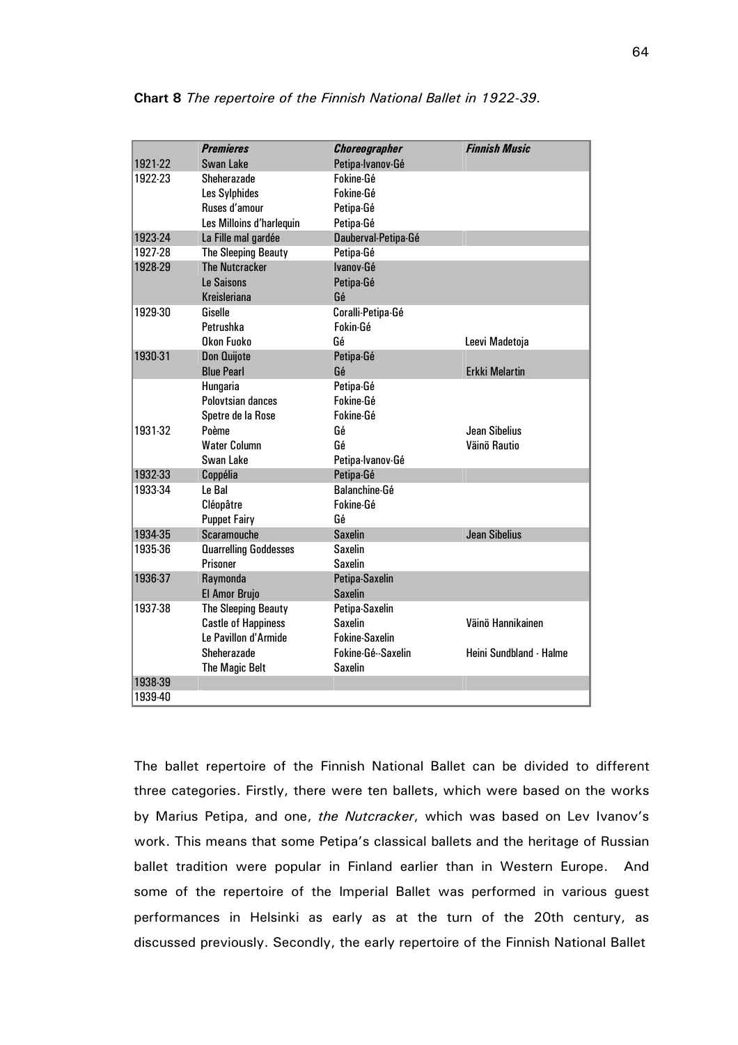**Chart 8** *The repertoire of the Finnish National Ballet in 1922-39.*

| | *Premieres* | *Choreographer* | *Finnish Music* |
|---|---|---|---|
| 1921-22 | Swan Lake | Petipa-Ivanov-Gé | |
| 1922-23 | Sheherazade | Fokine-Gé | |
| | Les Sylphides | Fokine-Gé | |
| | Ruses d'amour | Petipa-Gé | |
| | Les Milloins d'harlequin | Petipa-Gé | |
| 1923-24 | La Fille mal gardée | Dauberval-Petipa-Gé | |
| 1927-28 | The Sleeping Beauty | Petipa-Gé | |
| 1928-29 | The Nutcracker | Ivanov-Gé | |
| | Le Saisons | Petipa-Gé | |
| | Kreisleriana | Gé | |
| 1929-30 | Giselle | Coralli-Petipa-Gé | |
| | Petrushka | Fokin-Gé | |
| | Okon Fuoko | Gé | Leevi Madetoja |
| 1930-31 | Don Quijote | Petipa-Gé | |
| | Blue Pearl | Gé | Erkki Melartin |
| | Hungaria | Petipa-Gé | |
| | Polovtsian dances | Fokine-Gé | |
| | Spetre de la Rose | Fokine-Gé | |
| 1931-32 | Poème | Gé | Jean Sibelius |
| | Water Column | Gé | Väinö Rautio |
| | Swan Lake | Petipa-Ivanov-Gé | |
| 1932-33 | Coppélia | Petipa-Gé | |
| 1933-34 | Le Bal | Balanchine-Gé | |
| | Cléopâtre | Fokine-Gé | |
| | Puppet Fairy | Gé | |
| 1934-35 | Scaramouche | Saxelin | Jean Sibelius |
| 1935-36 | Quarrelling Goddesses | Saxelin | |
| | Prisoner | Saxelin | |
| 1936-37 | Raymonda | Petipa-Saxelin | |
| | El Amor Brujo | Saxelin | |
| 1937-38 | The Sleeping Beauty | Petipa-Saxelin | |
| | Castle of Happiness | Saxelin | Väinö Hannikainen |
| | Le Pavillon d'Armide | Fokine-Saxelin | |
| | Sheherazade | Fokine-Gé--Saxelin | Heini Sundbland - Halme |
| | The Magic Belt | Saxelin | |
| 1938-39 | | | |
| 1939-40 | | | |

The ballet repertoire of the Finnish National Ballet can be divided to different three categories. Firstly, there were ten ballets, which were based on the works by Marius Petipa, and one, *the Nutcracker*, which was based on Lev Ivanov's work. This means that some Petipa's classical ballets and the heritage of Russian ballet tradition were popular in Finland earlier than in Western Europe. And some of the repertoire of the Imperial Ballet was performed in various guest performances in Helsinki as early as at the turn of the 20th century, as discussed previously. Secondly, the early repertoire of the Finnish National Ballet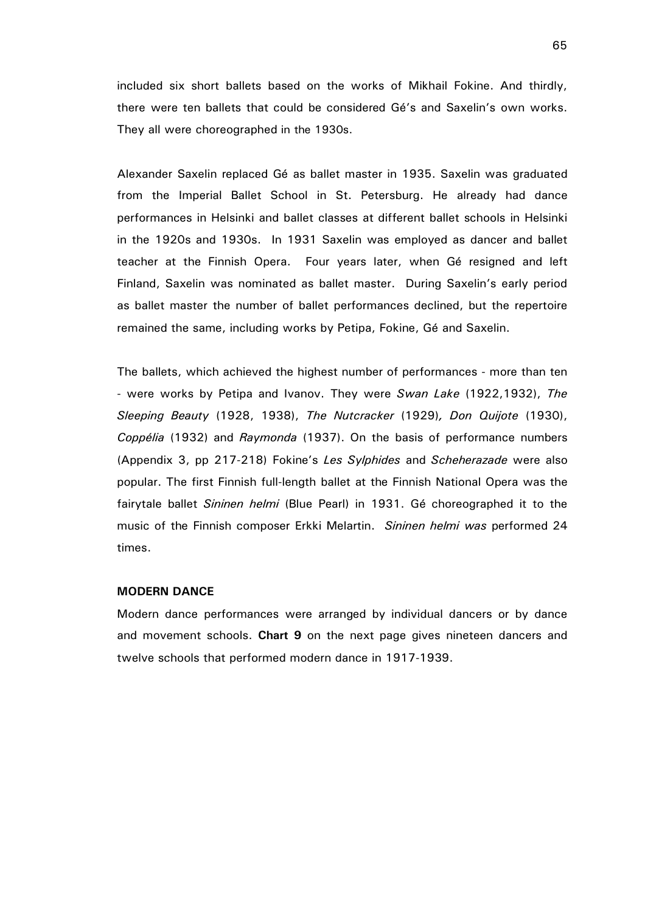included six short ballets based on the works of Mikhail Fokine. And thirdly, there were ten ballets that could be considered Gé's and Saxelin's own works. They all were choreographed in the 1930s.

Alexander Saxelin replaced Gé as ballet master in 1935. Saxelin was graduated from the Imperial Ballet School in St. Petersburg. He already had dance performances in Helsinki and ballet classes at different ballet schools in Helsinki in the 1920s and 1930s. In 1931 Saxelin was employed as dancer and ballet teacher at the Finnish Opera. Four years later, when Gé resigned and left Finland, Saxelin was nominated as ballet master. During Saxelin's early period as ballet master the number of ballet performances declined, but the repertoire remained the same, including works by Petipa, Fokine, Gé and Saxelin.

The ballets, which achieved the highest number of performances - more than ten - were works by Petipa and Ivanov. They were *Swan Lake* (1922,1932), *The Sleeping Beauty* (1928, 1938), *The Nutcracker* (1929)*, Don Quijote* (1930), *Coppélia* (1932) and *Raymonda* (1937). On the basis of performance numbers (Appendix 3, pp 217-218) Fokine's *Les Sylphides* and *Scheherazade* were also popular. The first Finnish full-length ballet at the Finnish National Opera was the fairytale ballet *Sininen helmi* (Blue Pearl) in 1931. Gé choreographed it to the music of the Finnish composer Erkki Melartin. *Sininen helmi was* performed 24 times.

**MODERN DANCE**

Modern dance performances were arranged by individual dancers or by dance and movement schools. **Chart 9** on the next page gives nineteen dancers and twelve schools that performed modern dance in 1917-1939.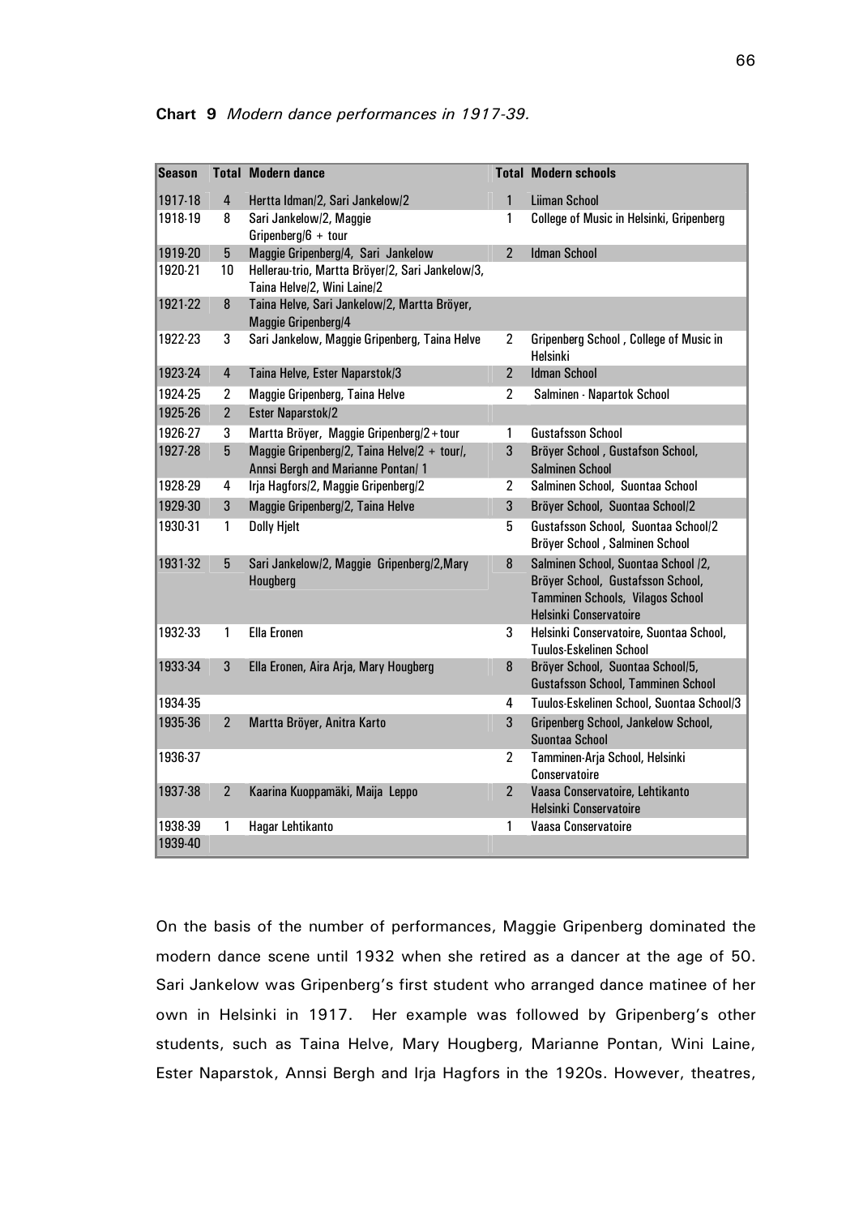**Chart 9** *Modern dance performances in 1917-39.*

| Season | Total | Modern dance | Total | Modern schools |
|---|---|---|---|---|
| 1917-18 | 4 | Hertta Idman/2, Sari Jankelow/2 | 1 | Liiman School |
| 1918-19 | 8 | Sari Jankelow/2, Maggie Gripenberg/6 + tour | 1 | College of Music in Helsinki, Gripenberg |
| 1919-20 | 5 | Maggie Gripenberg/4, Sari Jankelow | 2 | Idman School |
| 1920-21 | 10 | Hellerau-trio, Martta Bröyer/2, Sari Jankelow/3, Taina Helve/2, Wini Laine/2 | | |
| 1921-22 | 8 | Taina Helve, Sari Jankelow/2, Martta Bröyer, Maggie Gripenberg/4 | | |
| 1922-23 | 3 | Sari Jankelow, Maggie Gripenberg, Taina Helve | 2 | Gripenberg School , College of Music in Helsinki |
| 1923-24 | 4 | Taina Helve, Ester Naparstok/3 | 2 | Idman School |
| 1924-25 | 2 | Maggie Gripenberg, Taina Helve | 2 | Salminen - Napartok School |
| 1925-26 | 2 | Ester Naparstok/2 | | |
| 1926-27 | 3 | Martta Bröyer, Maggie Gripenberg/2 + tour | 1 | Gustafsson School |
| 1927-28 | 5 | Maggie Gripenberg/2, Taina Helve/2 + tour/, Annsi Bergh and Marianne Pontan/ 1 | 3 | Bröyer School , Gustafson School, Salminen School |
| 1928-29 | 4 | Irja Hagfors/2, Maggie Gripenberg/2 | 2 | Salminen School, Suontaa School |
| 1929-30 | 3 | Maggie Gripenberg/2, Taina Helve | 3 | Bröyer School, Suontaa School/2 |
| 1930-31 | 1 | Dolly Hjelt | 5 | Gustafsson School, Suontaa School/2 Bröyer School , Salminen School |
| 1931-32 | 5 | Sari Jankelow/2, Maggie Gripenberg/2,Mary Hougberg | 8 | Salminen School, Suontaa School /2, Bröyer School, Gustafsson School, Tamminen Schools, Vilagos School Helsinki Conservatoire |
| 1932-33 | 1 | Ella Eronen | 3 | Helsinki Conservatoire, Suontaa School, Tuulos-Eskelinen School |
| 1933-34 | 3 | Ella Eronen, Aira Arja, Mary Hougberg | 8 | Bröyer School, Suontaa School/5, Gustafsson School, Tamminen School |
| 1934-35 | | | 4 | Tuulos-Eskelinen School, Suontaa School/3 |
| 1935-36 | 2 | Martta Bröyer, Anitra Karto | 3 | Gripenberg School, Jankelow School, Suontaa School |
| 1936-37 | | | 2 | Tamminen-Arja School, Helsinki Conservatoire |
| 1937-38 | 2 | Kaarina Kuoppamäki, Maija Leppo | 2 | Vaasa Conservatoire, Lehtikanto Helsinki Conservatoire |
| 1938-39 | 1 | Hagar Lehtikanto | 1 | Vaasa Conservatoire |
| 1939-40 | | | | |

On the basis of the number of performances, Maggie Gripenberg dominated the modern dance scene until 1932 when she retired as a dancer at the age of 50. Sari Jankelow was Gripenberg's first student who arranged dance matinee of her own in Helsinki in 1917. Her example was followed by Gripenberg's other students, such as Taina Helve, Mary Hougberg, Marianne Pontan, Wini Laine, Ester Naparstok, Annsi Bergh and Irja Hagfors in the 1920s. However, theatres,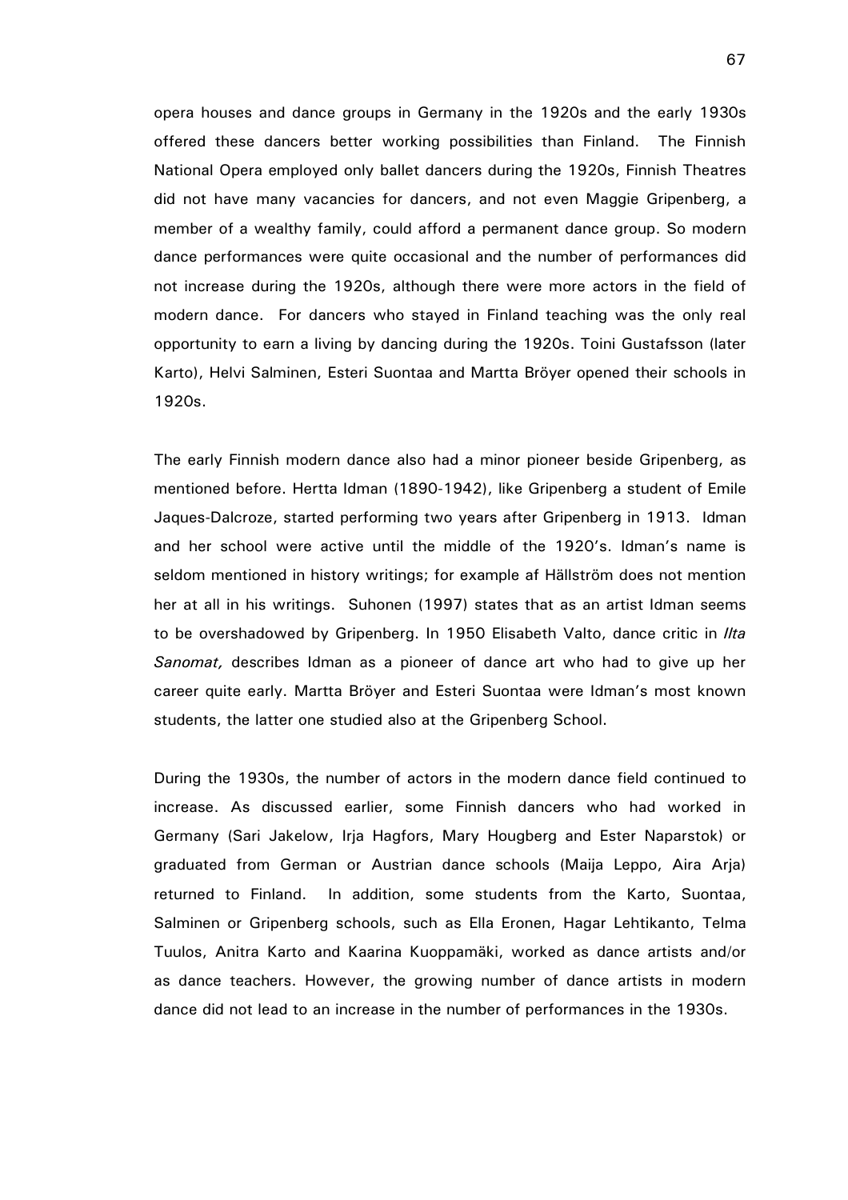opera houses and dance groups in Germany in the 1920s and the early 1930s offered these dancers better working possibilities than Finland. The Finnish National Opera employed only ballet dancers during the 1920s, Finnish Theatres did not have many vacancies for dancers, and not even Maggie Gripenberg, a member of a wealthy family, could afford a permanent dance group. So modern dance performances were quite occasional and the number of performances did not increase during the 1920s, although there were more actors in the field of modern dance. For dancers who stayed in Finland teaching was the only real opportunity to earn a living by dancing during the 1920s. Toini Gustafsson (later Karto), Helvi Salminen, Esteri Suontaa and Martta Bröyer opened their schools in 1920s.

The early Finnish modern dance also had a minor pioneer beside Gripenberg, as mentioned before. Hertta Idman (1890-1942), like Gripenberg a student of Emile Jaques-Dalcroze, started performing two years after Gripenberg in 1913. Idman and her school were active until the middle of the 1920's. Idman's name is seldom mentioned in history writings; for example af Hällström does not mention her at all in his writings. Suhonen (1997) states that as an artist Idman seems to be overshadowed by Gripenberg. In 1950 Elisabeth Valto, dance critic in *Ilta Sanomat,* describes Idman as a pioneer of dance art who had to give up her career quite early. Martta Bröyer and Esteri Suontaa were Idman's most known students, the latter one studied also at the Gripenberg School.

During the 1930s, the number of actors in the modern dance field continued to increase. As discussed earlier, some Finnish dancers who had worked in Germany (Sari Jakelow, Irja Hagfors, Mary Hougberg and Ester Naparstok) or graduated from German or Austrian dance schools (Maija Leppo, Aira Arja) returned to Finland. In addition, some students from the Karto, Suontaa, Salminen or Gripenberg schools, such as Ella Eronen, Hagar Lehtikanto, Telma Tuulos, Anitra Karto and Kaarina Kuoppamäki, worked as dance artists and/or as dance teachers. However, the growing number of dance artists in modern dance did not lead to an increase in the number of performances in the 1930s.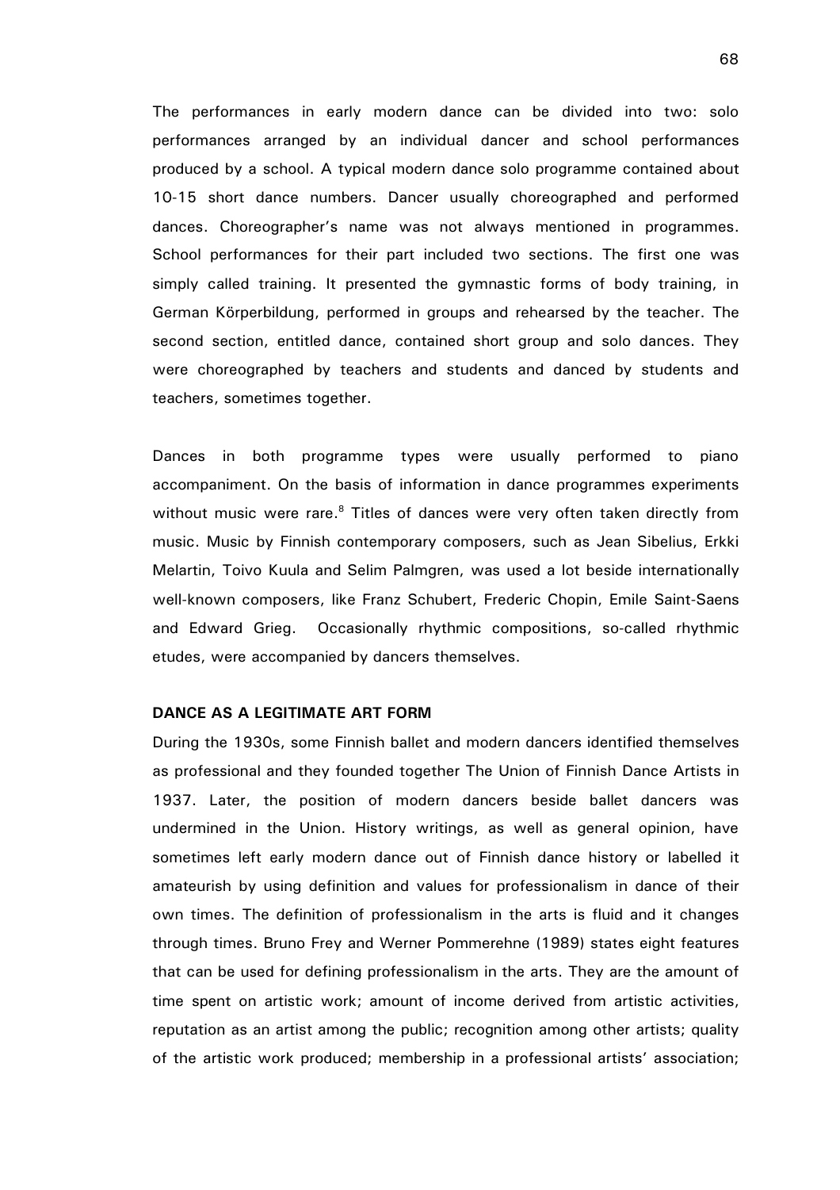The performances in early modern dance can be divided into two: solo performances arranged by an individual dancer and school performances produced by a school. A typical modern dance solo programme contained about 10-15 short dance numbers. Dancer usually choreographed and performed dances. Choreographer's name was not always mentioned in programmes. School performances for their part included two sections. The first one was simply called training. It presented the gymnastic forms of body training, in German Körperbildung, performed in groups and rehearsed by the teacher. The second section, entitled dance, contained short group and solo dances. They were choreographed by teachers and students and danced by students and teachers, sometimes together.

Dances in both programme types were usually performed to piano accompaniment. On the basis of information in dance programmes experiments without music were rare.[8] Titles of dances were very often taken directly from music. Music by Finnish contemporary composers, such as Jean Sibelius, Erkki Melartin, Toivo Kuula and Selim Palmgren, was used a lot beside internationally well-known composers, like Franz Schubert, Frederic Chopin, Emile Saint-Saens and Edward Grieg. Occasionally rhythmic compositions, so-called rhythmic etudes, were accompanied by dancers themselves.

**DANCE AS A LEGITIMATE ART FORM**

During the 1930s, some Finnish ballet and modern dancers identified themselves as professional and they founded together The Union of Finnish Dance Artists in 1937. Later, the position of modern dancers beside ballet dancers was undermined in the Union. History writings, as well as general opinion, have sometimes left early modern dance out of Finnish dance history or labelled it amateurish by using definition and values for professionalism in dance of their own times. The definition of professionalism in the arts is fluid and it changes through times. Bruno Frey and Werner Pommerehne (1989) states eight features that can be used for defining professionalism in the arts. They are the amount of time spent on artistic work; amount of income derived from artistic activities, reputation as an artist among the public; recognition among other artists; quality of the artistic work produced; membership in a professional artists' association;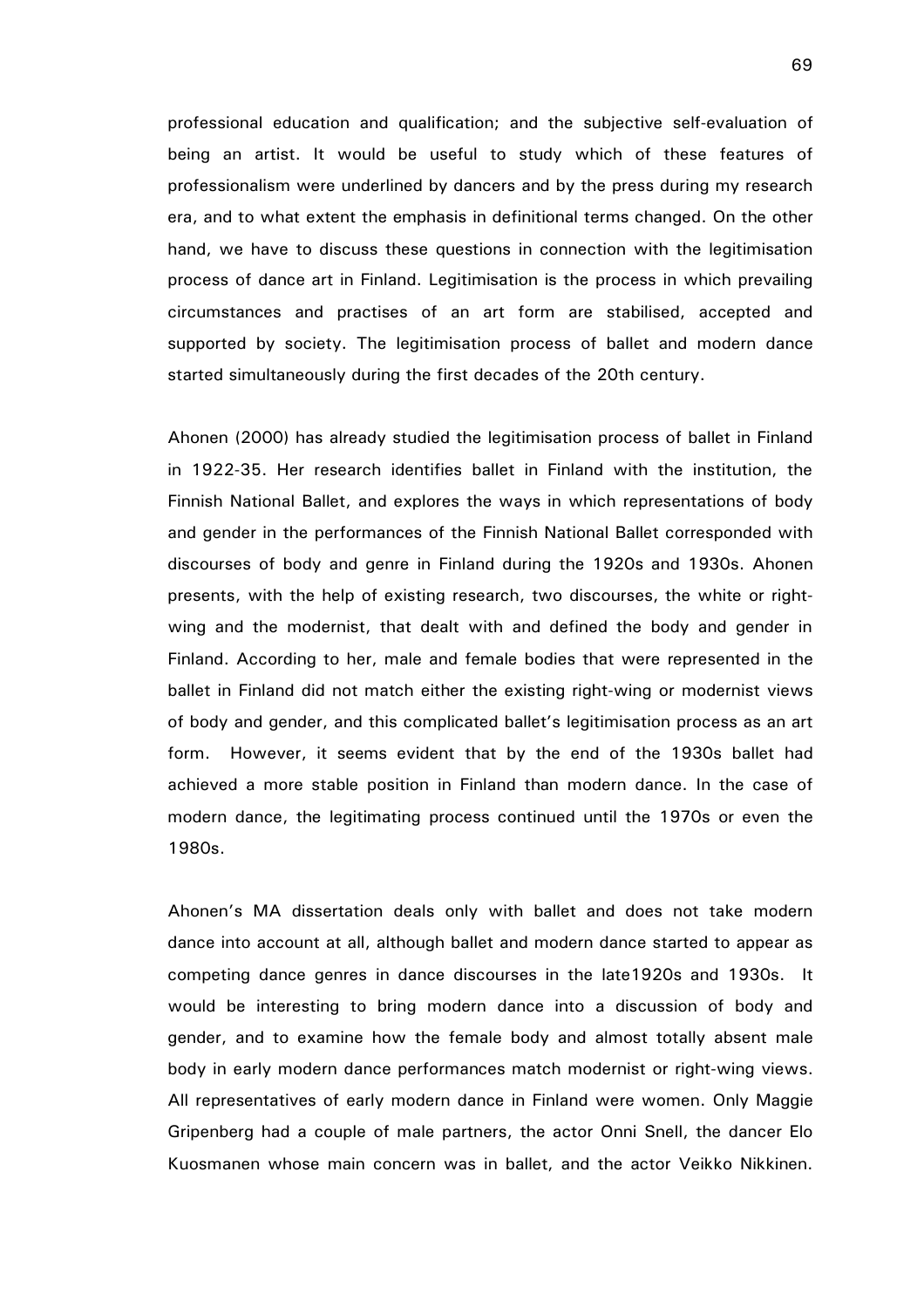professional education and qualification; and the subjective self-evaluation of being an artist. It would be useful to study which of these features of professionalism were underlined by dancers and by the press during my research era, and to what extent the emphasis in definitional terms changed. On the other hand, we have to discuss these questions in connection with the legitimisation process of dance art in Finland. Legitimisation is the process in which prevailing circumstances and practises of an art form are stabilised, accepted and supported by society. The legitimisation process of ballet and modern dance started simultaneously during the first decades of the 20th century.

Ahonen (2000) has already studied the legitimisation process of ballet in Finland in 1922-35. Her research identifies ballet in Finland with the institution, the Finnish National Ballet, and explores the ways in which representations of body and gender in the performances of the Finnish National Ballet corresponded with discourses of body and genre in Finland during the 1920s and 1930s. Ahonen presents, with the help of existing research, two discourses, the white or right-wing and the modernist, that dealt with and defined the body and gender in Finland. According to her, male and female bodies that were represented in the ballet in Finland did not match either the existing right-wing or modernist views of body and gender, and this complicated ballet's legitimisation process as an art form. However, it seems evident that by the end of the 1930s ballet had achieved a more stable position in Finland than modern dance. In the case of modern dance, the legitimating process continued until the 1970s or even the 1980s.

Ahonen's MA dissertation deals only with ballet and does not take modern dance into account at all, although ballet and modern dance started to appear as competing dance genres in dance discourses in the late1920s and 1930s. It would be interesting to bring modern dance into a discussion of body and gender, and to examine how the female body and almost totally absent male body in early modern dance performances match modernist or right-wing views. All representatives of early modern dance in Finland were women. Only Maggie Gripenberg had a couple of male partners, the actor Onni Snell, the dancer Elo Kuosmanen whose main concern was in ballet, and the actor Veikko Nikkinen.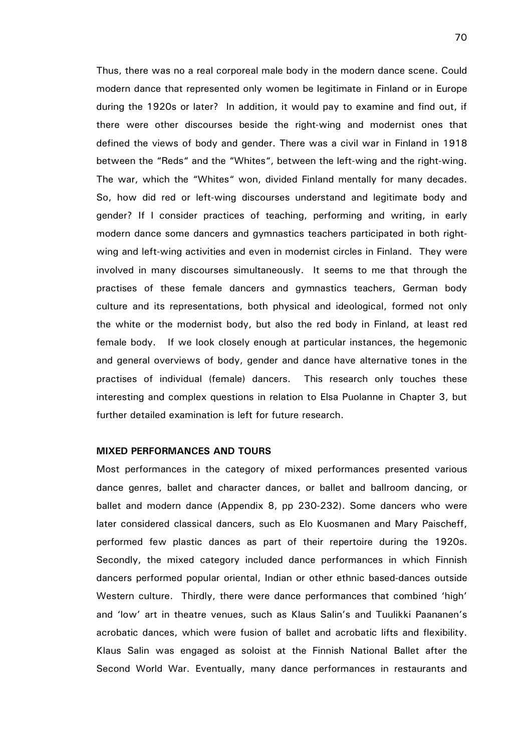Thus, there was no a real corporeal male body in the modern dance scene. Could modern dance that represented only women be legitimate in Finland or in Europe during the 1920s or later? In addition, it would pay to examine and find out, if there were other discourses beside the right-wing and modernist ones that defined the views of body and gender. There was a civil war in Finland in 1918 between the "Reds" and the "Whites", between the left-wing and the right-wing. The war, which the "Whites" won, divided Finland mentally for many decades. So, how did red or left-wing discourses understand and legitimate body and gender? If I consider practices of teaching, performing and writing, in early modern dance some dancers and gymnastics teachers participated in both right-wing and left-wing activities and even in modernist circles in Finland. They were involved in many discourses simultaneously. It seems to me that through the practises of these female dancers and gymnastics teachers, German body culture and its representations, both physical and ideological, formed not only the white or the modernist body, but also the red body in Finland, at least red female body. If we look closely enough at particular instances, the hegemonic and general overviews of body, gender and dance have alternative tones in the practises of individual (female) dancers. This research only touches these interesting and complex questions in relation to Elsa Puolanne in Chapter 3, but further detailed examination is left for future research.

**MIXED PERFORMANCES AND TOURS**

Most performances in the category of mixed performances presented various dance genres, ballet and character dances, or ballet and ballroom dancing, or ballet and modern dance (Appendix 8, pp 230-232). Some dancers who were later considered classical dancers, such as Elo Kuosmanen and Mary Paischeff, performed few plastic dances as part of their repertoire during the 1920s. Secondly, the mixed category included dance performances in which Finnish dancers performed popular oriental, Indian or other ethnic based-dances outside Western culture. Thirdly, there were dance performances that combined 'high' and 'low' art in theatre venues, such as Klaus Salin's and Tuulikki Paananen's acrobatic dances, which were fusion of ballet and acrobatic lifts and flexibility. Klaus Salin was engaged as soloist at the Finnish National Ballet after the Second World War. Eventually, many dance performances in restaurants and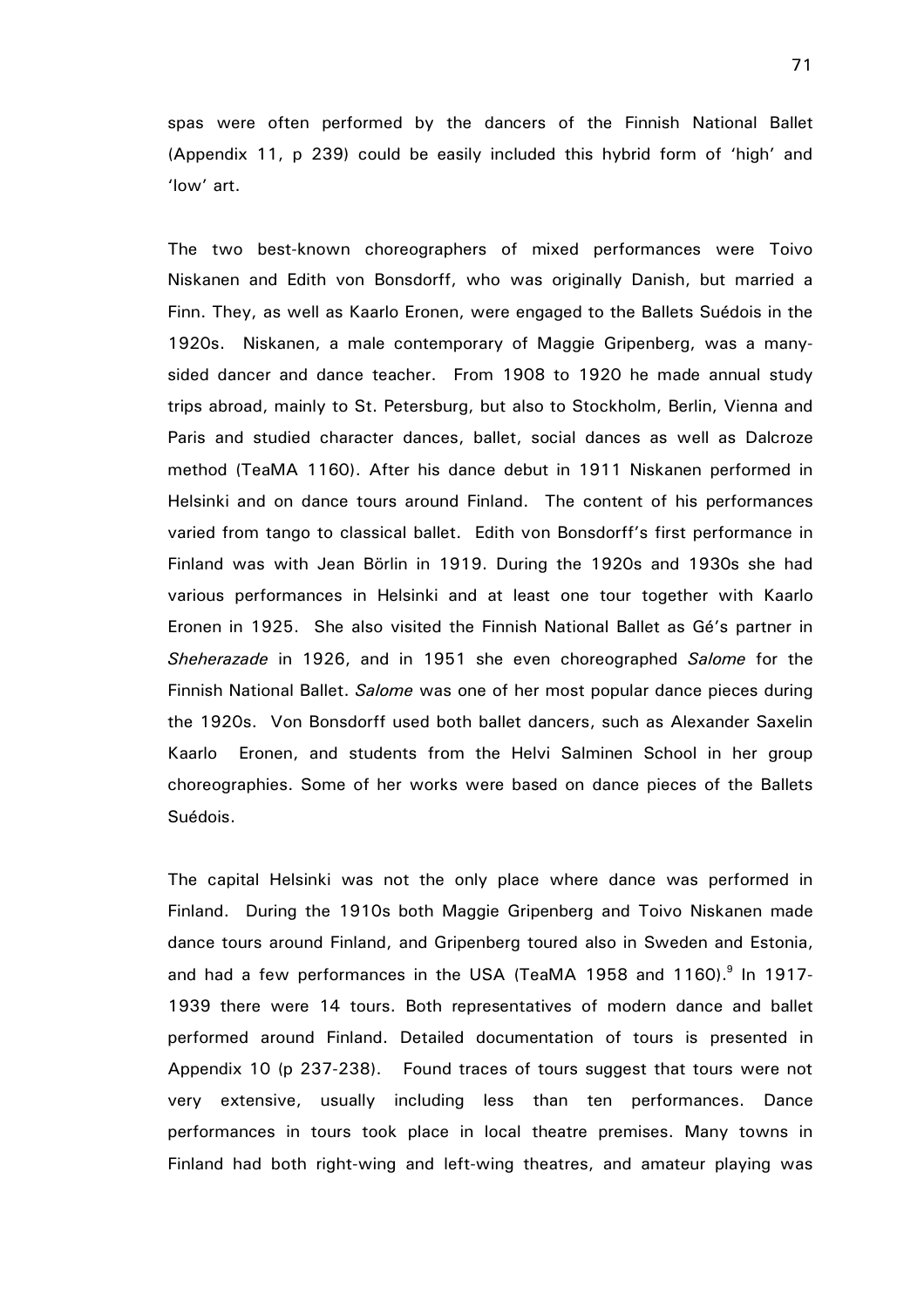spas were often performed by the dancers of the Finnish National Ballet (Appendix 11, p 239) could be easily included this hybrid form of 'high' and 'low' art.

The two best-known choreographers of mixed performances were Toivo Niskanen and Edith von Bonsdorff, who was originally Danish, but married a Finn. They, as well as Kaarlo Eronen, were engaged to the Ballets Suédois in the 1920s. Niskanen, a male contemporary of Maggie Gripenberg, was a many-sided dancer and dance teacher. From 1908 to 1920 he made annual study trips abroad, mainly to St. Petersburg, but also to Stockholm, Berlin, Vienna and Paris and studied character dances, ballet, social dances as well as Dalcroze method (TeaMA 1160). After his dance debut in 1911 Niskanen performed in Helsinki and on dance tours around Finland. The content of his performances varied from tango to classical ballet. Edith von Bonsdorff's first performance in Finland was with Jean Börlin in 1919. During the 1920s and 1930s she had various performances in Helsinki and at least one tour together with Kaarlo Eronen in 1925. She also visited the Finnish National Ballet as Gé's partner in *Sheherazade* in 1926, and in 1951 she even choreographed *Salome* for the Finnish National Ballet. *Salome* was one of her most popular dance pieces during the 1920s. Von Bonsdorff used both ballet dancers, such as Alexander Saxelin Kaarlo Eronen, and students from the Helvi Salminen School in her group choreographies. Some of her works were based on dance pieces of the Ballets Suédois.

The capital Helsinki was not the only place where dance was performed in Finland. During the 1910s both Maggie Gripenberg and Toivo Niskanen made dance tours around Finland, and Gripenberg toured also in Sweden and Estonia, and had a few performances in the USA (TeaMA 1958 and 1160).[9] In 1917-1939 there were 14 tours. Both representatives of modern dance and ballet performed around Finland. Detailed documentation of tours is presented in Appendix 10 (p 237-238). Found traces of tours suggest that tours were not very extensive, usually including less than ten performances. Dance performances in tours took place in local theatre premises. Many towns in Finland had both right-wing and left-wing theatres, and amateur playing was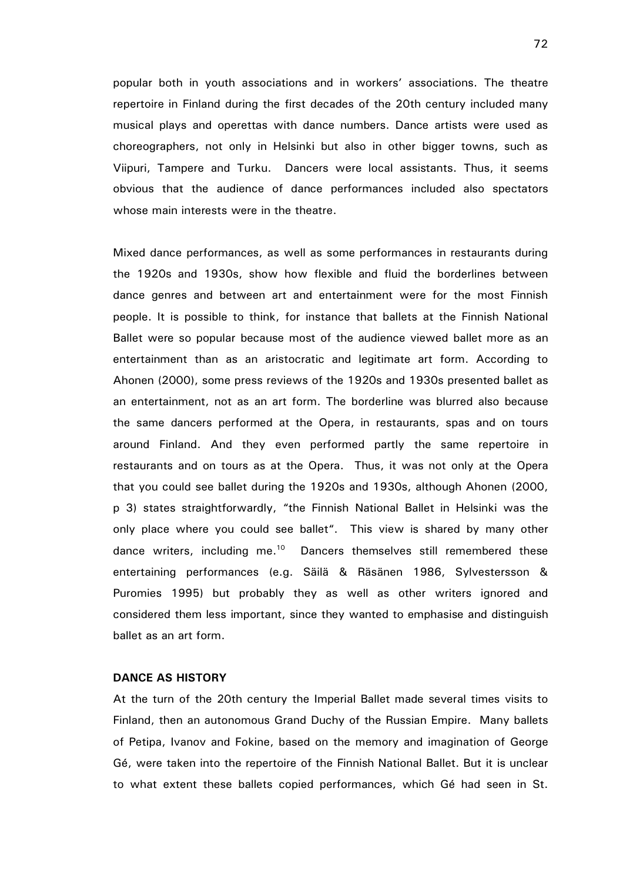popular both in youth associations and in workers' associations. The theatre repertoire in Finland during the first decades of the 20th century included many musical plays and operettas with dance numbers. Dance artists were used as choreographers, not only in Helsinki but also in other bigger towns, such as Viipuri, Tampere and Turku. Dancers were local assistants. Thus, it seems obvious that the audience of dance performances included also spectators whose main interests were in the theatre.

Mixed dance performances, as well as some performances in restaurants during the 1920s and 1930s, show how flexible and fluid the borderlines between dance genres and between art and entertainment were for the most Finnish people. It is possible to think, for instance that ballets at the Finnish National Ballet were so popular because most of the audience viewed ballet more as an entertainment than as an aristocratic and legitimate art form. According to Ahonen (2000), some press reviews of the 1920s and 1930s presented ballet as an entertainment, not as an art form. The borderline was blurred also because the same dancers performed at the Opera, in restaurants, spas and on tours around Finland. And they even performed partly the same repertoire in restaurants and on tours as at the Opera. Thus, it was not only at the Opera that you could see ballet during the 1920s and 1930s, although Ahonen (2000, p 3) states straightforwardly, "the Finnish National Ballet in Helsinki was the only place where you could see ballet". This view is shared by many other dance writers, including me.[10] Dancers themselves still remembered these entertaining performances (e.g. Säilä & Räsänen 1986, Sylvestersson & Puromies 1995) but probably they as well as other writers ignored and considered them less important, since they wanted to emphasise and distinguish ballet as an art form.

**DANCE AS HISTORY**

At the turn of the 20th century the Imperial Ballet made several times visits to Finland, then an autonomous Grand Duchy of the Russian Empire. Many ballets of Petipa, Ivanov and Fokine, based on the memory and imagination of George Gé, were taken into the repertoire of the Finnish National Ballet. But it is unclear to what extent these ballets copied performances, which Gé had seen in St.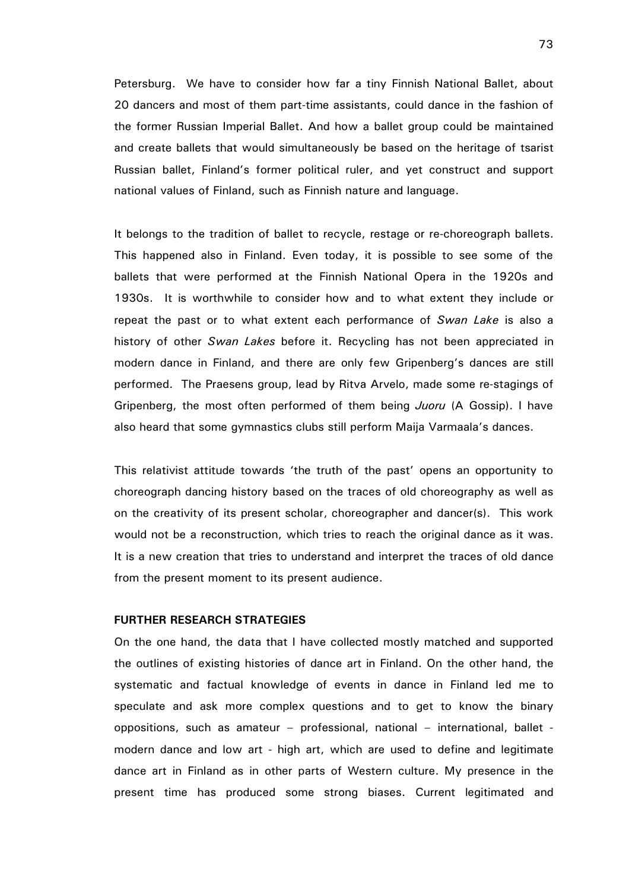Petersburg. We have to consider how far a tiny Finnish National Ballet, about 20 dancers and most of them part-time assistants, could dance in the fashion of the former Russian Imperial Ballet. And how a ballet group could be maintained and create ballets that would simultaneously be based on the heritage of tsarist Russian ballet, Finland's former political ruler, and yet construct and support national values of Finland, such as Finnish nature and language.

It belongs to the tradition of ballet to recycle, restage or re-choreograph ballets. This happened also in Finland. Even today, it is possible to see some of the ballets that were performed at the Finnish National Opera in the 1920s and 1930s. It is worthwhile to consider how and to what extent they include or repeat the past or to what extent each performance of *Swan Lake* is also a history of other *Swan Lakes* before it. Recycling has not been appreciated in modern dance in Finland, and there are only few Gripenberg's dances are still performed. The Praesens group, lead by Ritva Arvelo, made some re-stagings of Gripenberg, the most often performed of them being *Juoru* (A Gossip). I have also heard that some gymnastics clubs still perform Maija Varmaala's dances.

This relativist attitude towards 'the truth of the past' opens an opportunity to choreograph dancing history based on the traces of old choreography as well as on the creativity of its present scholar, choreographer and dancer(s). This work would not be a reconstruction, which tries to reach the original dance as it was. It is a new creation that tries to understand and interpret the traces of old dance from the present moment to its present audience.

**FURTHER RESEARCH STRATEGIES**

On the one hand, the data that I have collected mostly matched and supported the outlines of existing histories of dance art in Finland. On the other hand, the systematic and factual knowledge of events in dance in Finland led me to speculate and ask more complex questions and to get to know the binary oppositions, such as amateur – professional, national – international, ballet - modern dance and low art - high art, which are used to define and legitimate dance art in Finland as in other parts of Western culture. My presence in the present time has produced some strong biases. Current legitimated and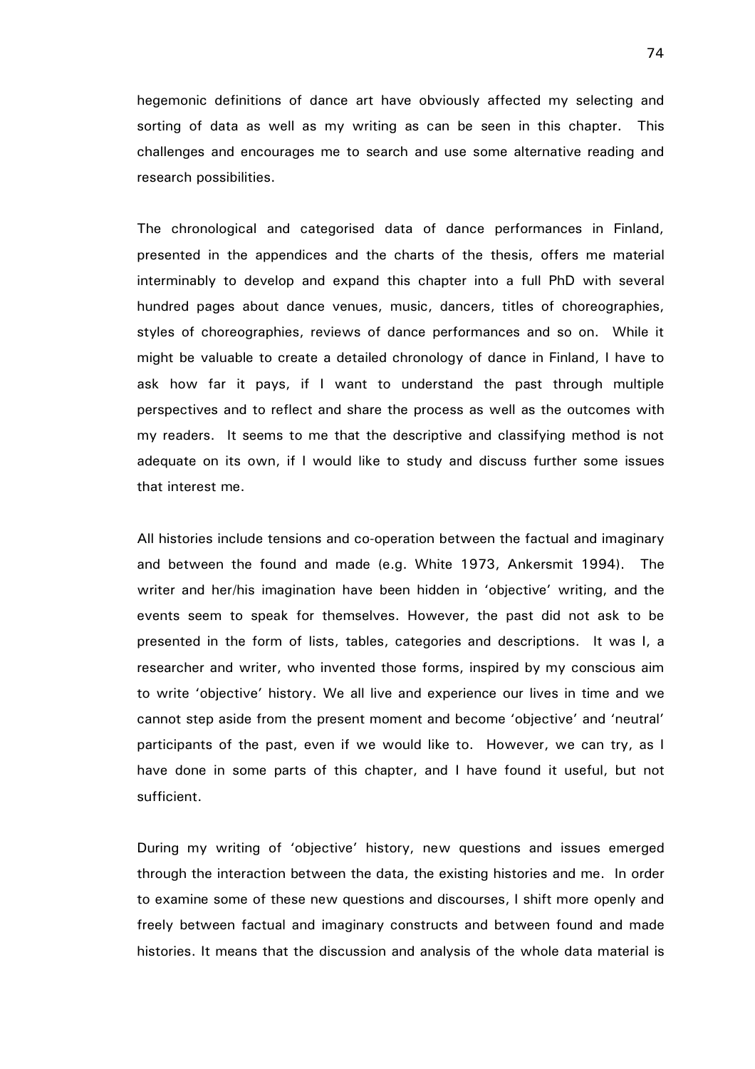hegemonic definitions of dance art have obviously affected my selecting and sorting of data as well as my writing as can be seen in this chapter. This challenges and encourages me to search and use some alternative reading and research possibilities.

The chronological and categorised data of dance performances in Finland, presented in the appendices and the charts of the thesis, offers me material interminably to develop and expand this chapter into a full PhD with several hundred pages about dance venues, music, dancers, titles of choreographies, styles of choreographies, reviews of dance performances and so on. While it might be valuable to create a detailed chronology of dance in Finland, I have to ask how far it pays, if I want to understand the past through multiple perspectives and to reflect and share the process as well as the outcomes with my readers. It seems to me that the descriptive and classifying method is not adequate on its own, if I would like to study and discuss further some issues that interest me.

All histories include tensions and co-operation between the factual and imaginary and between the found and made (e.g. White 1973, Ankersmit 1994). The writer and her/his imagination have been hidden in 'objective' writing, and the events seem to speak for themselves. However, the past did not ask to be presented in the form of lists, tables, categories and descriptions. It was I, a researcher and writer, who invented those forms, inspired by my conscious aim to write 'objective' history. We all live and experience our lives in time and we cannot step aside from the present moment and become 'objective' and 'neutral' participants of the past, even if we would like to. However, we can try, as I have done in some parts of this chapter, and I have found it useful, but not sufficient.

During my writing of 'objective' history, new questions and issues emerged through the interaction between the data, the existing histories and me. In order to examine some of these new questions and discourses, I shift more openly and freely between factual and imaginary constructs and between found and made histories. It means that the discussion and analysis of the whole data material is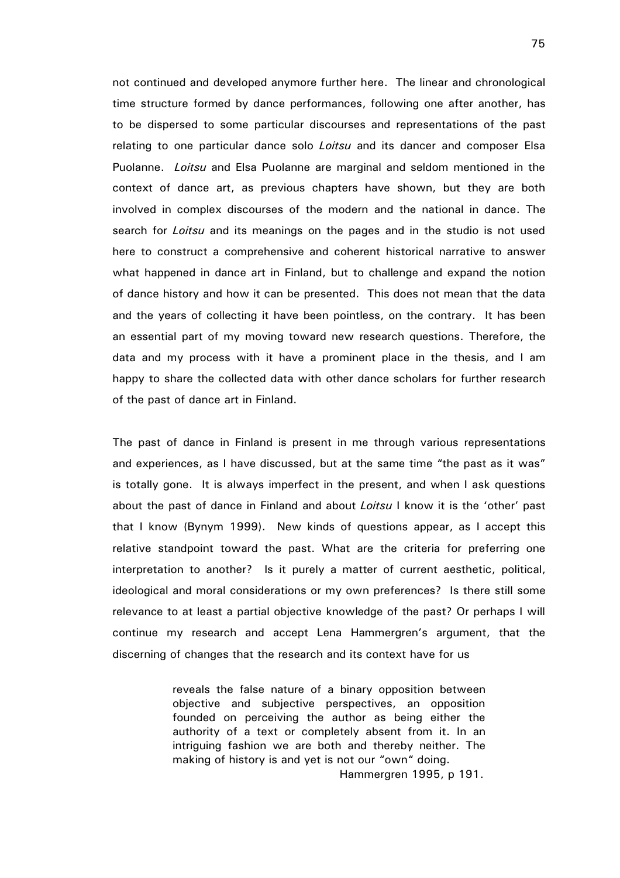not continued and developed anymore further here. The linear and chronological time structure formed by dance performances, following one after another, has to be dispersed to some particular discourses and representations of the past relating to one particular dance solo *Loitsu* and its dancer and composer Elsa Puolanne. *Loitsu* and Elsa Puolanne are marginal and seldom mentioned in the context of dance art, as previous chapters have shown, but they are both involved in complex discourses of the modern and the national in dance. The search for *Loitsu* and its meanings on the pages and in the studio is not used here to construct a comprehensive and coherent historical narrative to answer what happened in dance art in Finland, but to challenge and expand the notion of dance history and how it can be presented. This does not mean that the data and the years of collecting it have been pointless, on the contrary. It has been an essential part of my moving toward new research questions. Therefore, the data and my process with it have a prominent place in the thesis, and I am happy to share the collected data with other dance scholars for further research of the past of dance art in Finland.

The past of dance in Finland is present in me through various representations and experiences, as I have discussed, but at the same time "the past as it was" is totally gone. It is always imperfect in the present, and when I ask questions about the past of dance in Finland and about *Loitsu* I know it is the 'other' past that I know (Bynym 1999). New kinds of questions appear, as I accept this relative standpoint toward the past. What are the criteria for preferring one interpretation to another? Is it purely a matter of current aesthetic, political, ideological and moral considerations or my own preferences? Is there still some relevance to at least a partial objective knowledge of the past? Or perhaps I will continue my research and accept Lena Hammergren's argument, that the discerning of changes that the research and its context have for us

> reveals the false nature of a binary opposition between objective and subjective perspectives, an opposition founded on perceiving the author as being either the authority of a text or completely absent from it. In an intriguing fashion we are both and thereby neither. The making of history is and yet is not our "own" doing.
>
> Hammergren 1995, p 191.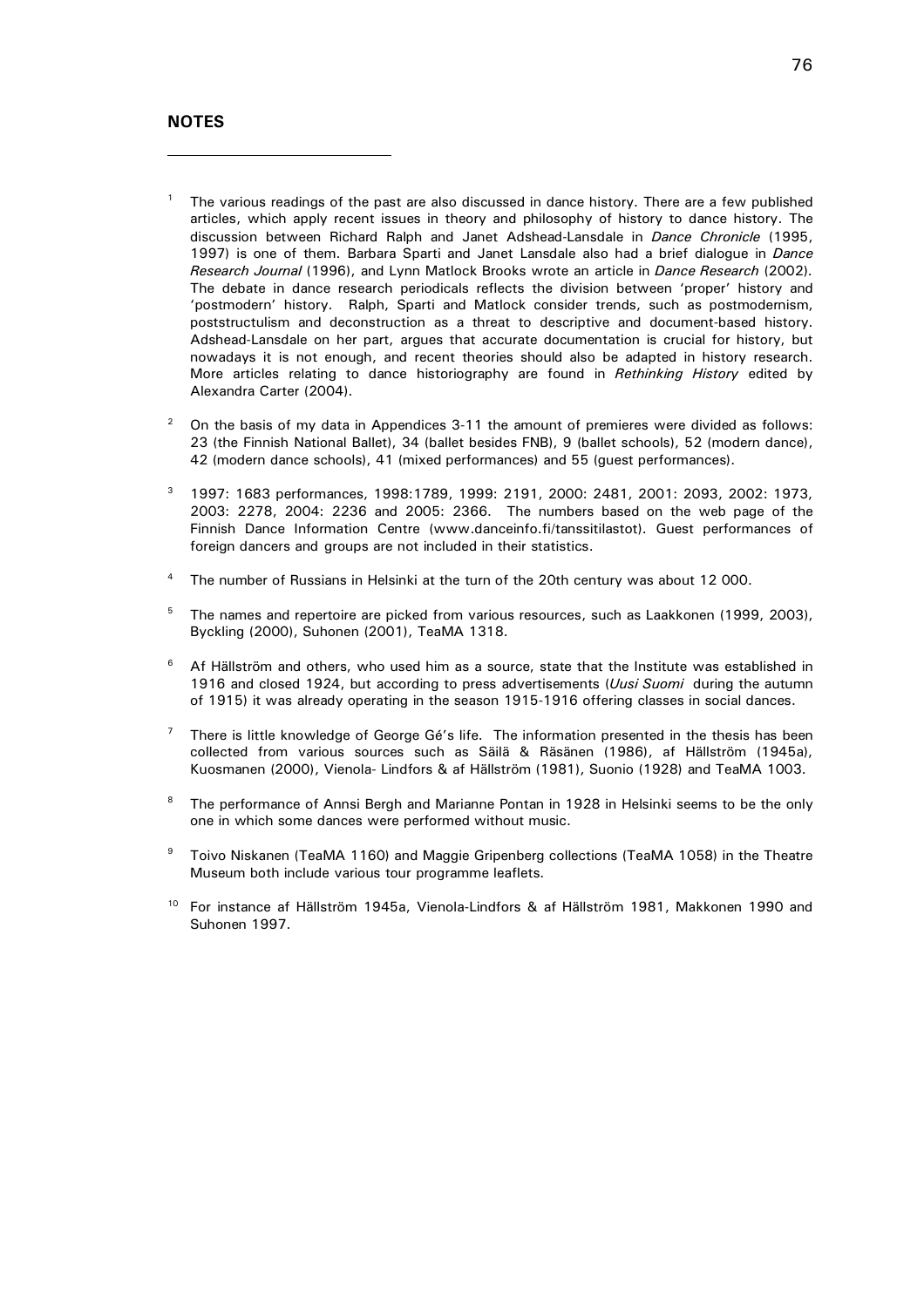## NOTES

[1] The various readings of the past are also discussed in dance history. There are a few published articles, which apply recent issues in theory and philosophy of history to dance history. The discussion between Richard Ralph and Janet Adshead-Lansdale in *Dance Chronicle* (1995, 1997) is one of them. Barbara Sparti and Janet Lansdale also had a brief dialogue in *Dance Research Journal* (1996), and Lynn Matlock Brooks wrote an article in *Dance Research* (2002). The debate in dance research periodicals reflects the division between 'proper' history and 'postmodern' history. Ralph, Sparti and Matlock consider trends, such as postmodernism, poststructulism and deconstruction as a threat to descriptive and document-based history. Adshead-Lansdale on her part, argues that accurate documentation is crucial for history, but nowadays it is not enough, and recent theories should also be adapted in history research. More articles relating to dance historiography are found in *Rethinking History* edited by Alexandra Carter (2004).

[2] On the basis of my data in Appendices 3-11 the amount of premieres were divided as follows: 23 (the Finnish National Ballet), 34 (ballet besides FNB), 9 (ballet schools), 52 (modern dance), 42 (modern dance schools), 41 (mixed performances) and 55 (guest performances).

[3] 1997: 1683 performances, 1998:1789, 1999: 2191, 2000: 2481, 2001: 2093, 2002: 1973, 2003: 2278, 2004: 2236 and 2005: 2366. The numbers based on the web page of the Finnish Dance Information Centre (www.danceinfo.fi/tanssitilastot). Guest performances of foreign dancers and groups are not included in their statistics.

[4] The number of Russians in Helsinki at the turn of the 20th century was about 12 000.

[5] The names and repertoire are picked from various resources, such as Laakkonen (1999, 2003), Byckling (2000), Suhonen (2001), TeaMA 1318.

[6] Af Hällström and others, who used him as a source, state that the Institute was established in 1916 and closed 1924, but according to press advertisements (*Uusi Suomi* during the autumn of 1915) it was already operating in the season 1915-1916 offering classes in social dances.

[7] There is little knowledge of George Gé's life. The information presented in the thesis has been collected from various sources such as Säilä & Räsänen (1986), af Hällström (1945a), Kuosmanen (2000), Vienola- Lindfors & af Hällström (1981), Suonio (1928) and TeaMA 1003.

[8] The performance of Annsi Bergh and Marianne Pontan in 1928 in Helsinki seems to be the only one in which some dances were performed without music.

[9] Toivo Niskanen (TeaMA 1160) and Maggie Gripenberg collections (TeaMA 1058) in the Theatre Museum both include various tour programme leaflets.

[10] For instance af Hällström 1945a, Vienola-Lindfors & af Hällström 1981, Makkonen 1990 and Suhonen 1997.